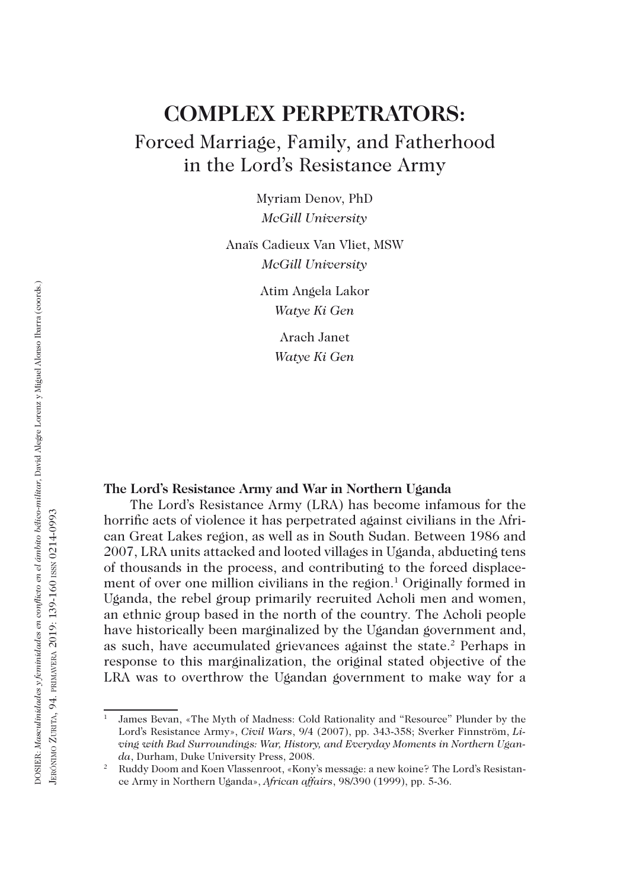# COMPLEX PERPETRATORS:

## Forced Marriage, Family, and Fatherhood in the Lord's Resistance Army

Myriam Denov, PhD
*McGill University*

Anaïs Cadieux Van Vliet, MSW
*McGill University*

Atim Angela Lakor
*Watye Ki Gen*

Arach Janet
*Watye Ki Gen*

### The Lord's Resistance Army and War in Northern Uganda

The Lord's Resistance Army (LRA) has become infamous for the horrific acts of violence it has perpetrated against civilians in the African Great Lakes region, as well as in South Sudan. Between 1986 and 2007, LRA units attacked and looted villages in Uganda, abducting tens of thousands in the process, and contributing to the forced displacement of over one million civilians in the region.[1] Originally formed in Uganda, the rebel group primarily recruited Acholi men and women, an ethnic group based in the north of the country. The Acholi people have historically been marginalized by the Ugandan government and, as such, have accumulated grievances against the state.[2] Perhaps in response to this marginalization, the original stated objective of the LRA was to overthrow the Ugandan government to make way for a

---

[1] James Bevan, «The Myth of Madness: Cold Rationality and "Resource" Plunder by the Lord's Resistance Army», *Civil Wars*, 9/4 (2007), pp. 343-358; Sverker Finnström, *Living with Bad Surroundings: War, History, and Everyday Moments in Northern Uganda*, Durham, Duke University Press, 2008.

[2] Ruddy Doom and Koen Vlassenroot, «Kony's message: a new koine? The Lord's Resistance Army in Northern Uganda», *African affairs*, 98/390 (1999), pp. 5-36.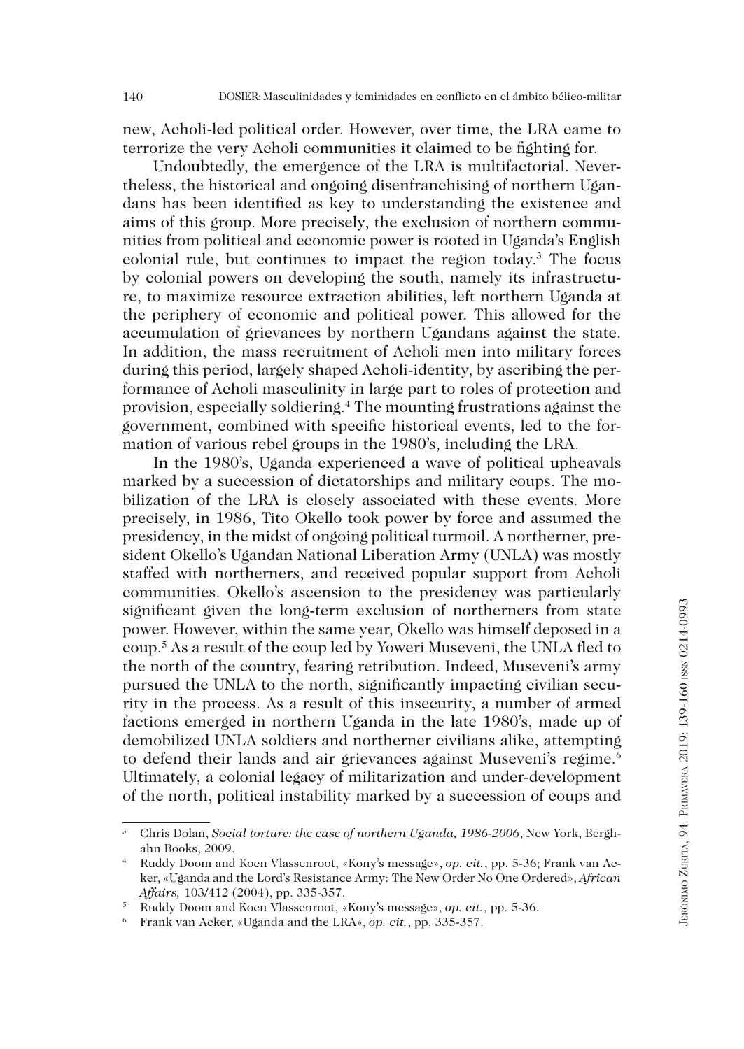new, Acholi-led political order. However, over time, the LRA came to terrorize the very Acholi communities it claimed to be fighting for.

Undoubtedly, the emergence of the LRA is multifactorial. Nevertheless, the historical and ongoing disenfranchising of northern Ugandans has been identified as key to understanding the existence and aims of this group. More precisely, the exclusion of northern communities from political and economic power is rooted in Uganda's English colonial rule, but continues to impact the region today.[3] The focus by colonial powers on developing the south, namely its infrastructure, to maximize resource extraction abilities, left northern Uganda at the periphery of economic and political power. This allowed for the accumulation of grievances by northern Ugandans against the state. In addition, the mass recruitment of Acholi men into military forces during this period, largely shaped Acholi-identity, by ascribing the performance of Acholi masculinity in large part to roles of protection and provision, especially soldiering.[4] The mounting frustrations against the government, combined with specific historical events, led to the formation of various rebel groups in the 1980's, including the LRA.

In the 1980's, Uganda experienced a wave of political upheavals marked by a succession of dictatorships and military coups. The mobilization of the LRA is closely associated with these events. More precisely, in 1986, Tito Okello took power by force and assumed the presidency, in the midst of ongoing political turmoil. A northerner, president Okello's Ugandan National Liberation Army (UNLA) was mostly staffed with northerners, and received popular support from Acholi communities. Okello's ascension to the presidency was particularly significant given the long-term exclusion of northerners from state power. However, within the same year, Okello was himself deposed in a coup.[5] As a result of the coup led by Yoweri Museveni, the UNLA fled to the north of the country, fearing retribution. Indeed, Museveni's army pursued the UNLA to the north, significantly impacting civilian security in the process. As a result of this insecurity, a number of armed factions emerged in northern Uganda in the late 1980's, made up of demobilized UNLA soldiers and northerner civilians alike, attempting to defend their lands and air grievances against Museveni's regime.[6] Ultimately, a colonial legacy of militarization and under-development of the north, political instability marked by a succession of coups and

---

[3] Chris Dolan, *Social torture: the case of northern Uganda, 1986-2006*, New York, Berghahn Books, 2009.

[4] Ruddy Doom and Koen Vlassenroot, «Kony's message», *op. cit.*, pp. 5-36; Frank van Acker, «Uganda and the Lord's Resistance Army: The New Order No One Ordered», *African Affairs,* 103/412 (2004), pp. 335-357.

[5] Ruddy Doom and Koen Vlassenroot, «Kony's message», *op. cit.*, pp. 5-36.

[6] Frank van Acker, «Uganda and the LRA», *op. cit.*, pp. 335-357.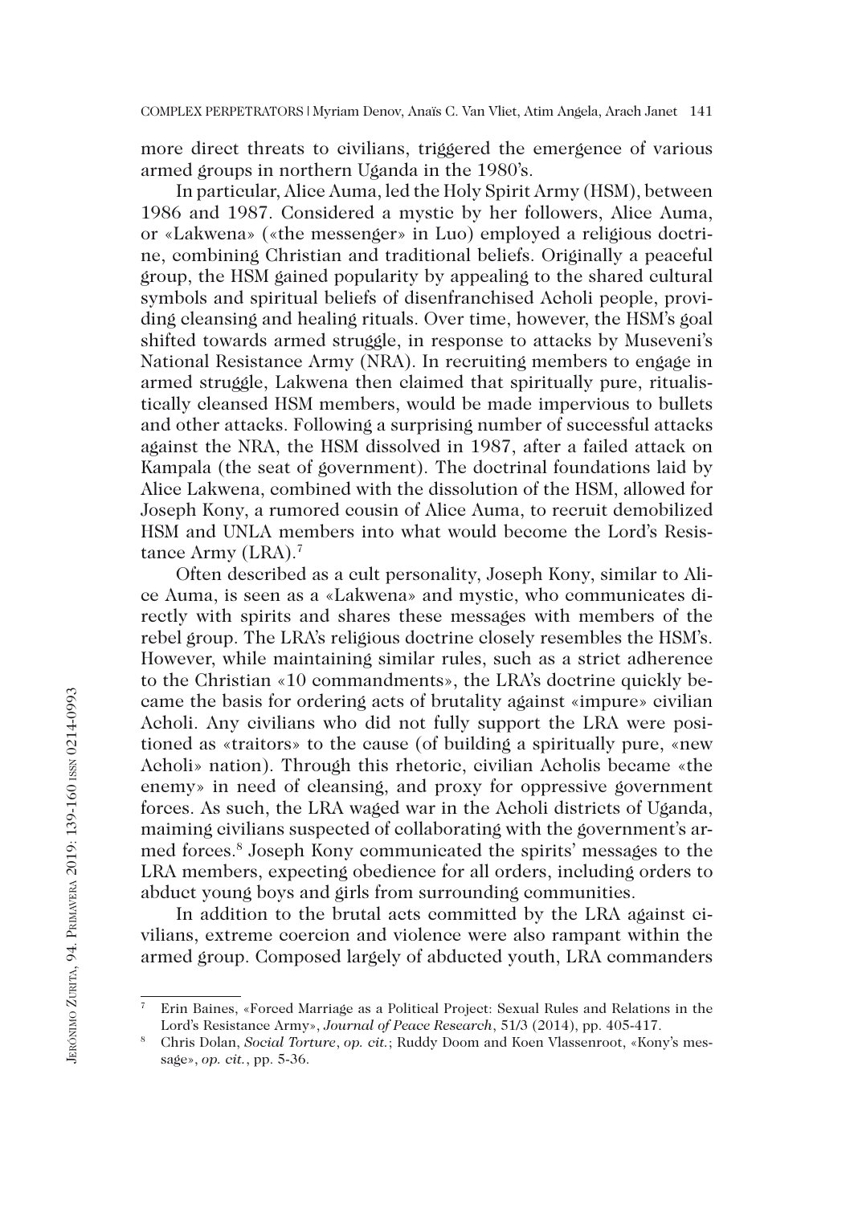more direct threats to civilians, triggered the emergence of various armed groups in northern Uganda in the 1980's.

In particular, Alice Auma, led the Holy Spirit Army (HSM), between 1986 and 1987. Considered a mystic by her followers, Alice Auma, or «Lakwena» («the messenger» in Luo) employed a religious doctrine, combining Christian and traditional beliefs. Originally a peaceful group, the HSM gained popularity by appealing to the shared cultural symbols and spiritual beliefs of disenfranchised Acholi people, providing cleansing and healing rituals. Over time, however, the HSM's goal shifted towards armed struggle, in response to attacks by Museveni's National Resistance Army (NRA). In recruiting members to engage in armed struggle, Lakwena then claimed that spiritually pure, ritualistically cleansed HSM members, would be made impervious to bullets and other attacks. Following a surprising number of successful attacks against the NRA, the HSM dissolved in 1987, after a failed attack on Kampala (the seat of government). The doctrinal foundations laid by Alice Lakwena, combined with the dissolution of the HSM, allowed for Joseph Kony, a rumored cousin of Alice Auma, to recruit demobilized HSM and UNLA members into what would become the Lord's Resistance Army (LRA).[7]

Often described as a cult personality, Joseph Kony, similar to Alice Auma, is seen as a «Lakwena» and mystic, who communicates directly with spirits and shares these messages with members of the rebel group. The LRA's religious doctrine closely resembles the HSM's. However, while maintaining similar rules, such as a strict adherence to the Christian «10 commandments», the LRA's doctrine quickly became the basis for ordering acts of brutality against «impure» civilian Acholi. Any civilians who did not fully support the LRA were positioned as «traitors» to the cause (of building a spiritually pure, «new Acholi» nation). Through this rhetoric, civilian Acholis became «the enemy» in need of cleansing, and proxy for oppressive government forces. As such, the LRA waged war in the Acholi districts of Uganda, maiming civilians suspected of collaborating with the government's armed forces.[8] Joseph Kony communicated the spirits' messages to the LRA members, expecting obedience for all orders, including orders to abduct young boys and girls from surrounding communities.

In addition to the brutal acts committed by the LRA against civilians, extreme coercion and violence were also rampant within the armed group. Composed largely of abducted youth, LRA commanders

---

[7] Erin Baines, «Forced Marriage as a Political Project: Sexual Rules and Relations in the Lord's Resistance Army», *Journal of Peace Research*, 51/3 (2014), pp. 405-417.

[8] Chris Dolan, *Social Torture*, *op. cit.*; Ruddy Doom and Koen Vlassenroot, «Kony's message», *op. cit.*, pp. 5-36.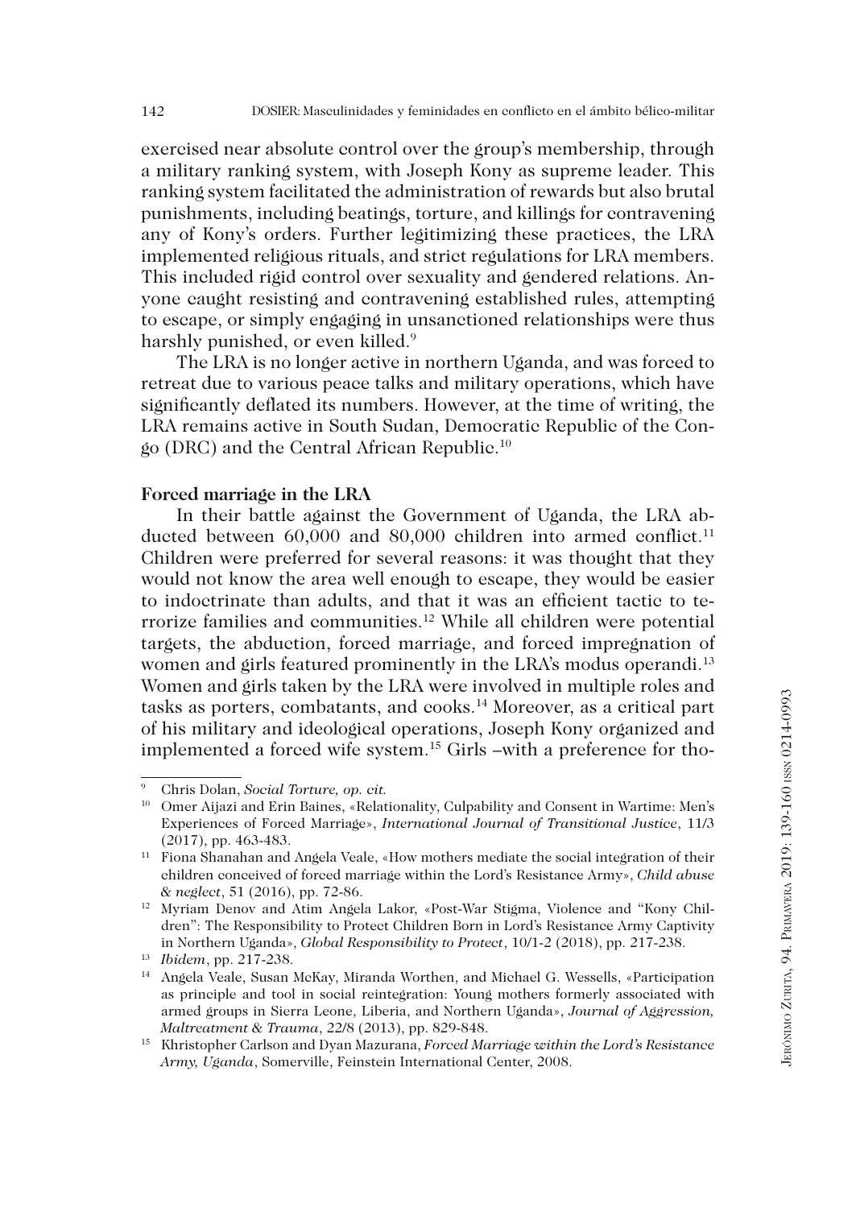exercised near absolute control over the group's membership, through a military ranking system, with Joseph Kony as supreme leader. This ranking system facilitated the administration of rewards but also brutal punishments, including beatings, torture, and killings for contravening any of Kony's orders. Further legitimizing these practices, the LRA implemented religious rituals, and strict regulations for LRA members. This included rigid control over sexuality and gendered relations. Anyone caught resisting and contravening established rules, attempting to escape, or simply engaging in unsanctioned relationships were thus harshly punished, or even killed.[9]

The LRA is no longer active in northern Uganda, and was forced to retreat due to various peace talks and military operations, which have significantly deflated its numbers. However, at the time of writing, the LRA remains active in South Sudan, Democratic Republic of the Congo (DRC) and the Central African Republic.[10]

**Forced marriage in the LRA**

In their battle against the Government of Uganda, the LRA abducted between 60,000 and 80,000 children into armed conflict.[11] Children were preferred for several reasons: it was thought that they would not know the area well enough to escape, they would be easier to indoctrinate than adults, and that it was an efficient tactic to terrorize families and communities.[12] While all children were potential targets, the abduction, forced marriage, and forced impregnation of women and girls featured prominently in the LRA's modus operandi.[13] Women and girls taken by the LRA were involved in multiple roles and tasks as porters, combatants, and cooks.[14] Moreover, as a critical part of his military and ideological operations, Joseph Kony organized and implemented a forced wife system.[15] Girls –with a preference for tho-

---

[9] Chris Dolan, *Social Torture, op. cit.*

[10] Omer Aijazi and Erin Baines, «Relationality, Culpability and Consent in Wartime: Men's Experiences of Forced Marriage», *International Journal of Transitional Justice*, 11/3 (2017), pp. 463-483.

[11] Fiona Shanahan and Angela Veale, «How mothers mediate the social integration of their children conceived of forced marriage within the Lord's Resistance Army», *Child abuse & neglect*, 51 (2016), pp. 72-86.

[12] Myriam Denov and Atim Angela Lakor, «Post-War Stigma, Violence and "Kony Children": The Responsibility to Protect Children Born in Lord's Resistance Army Captivity in Northern Uganda», *Global Responsibility to Protect*, 10/1-2 (2018), pp. 217-238.

[13] *Ibidem*, pp. 217-238.

[14] Angela Veale, Susan McKay, Miranda Worthen, and Michael G. Wessells, «Participation as principle and tool in social reintegration: Young mothers formerly associated with armed groups in Sierra Leone, Liberia, and Northern Uganda», *Journal of Aggression, Maltreatment & Trauma*, 22/8 (2013), pp. 829-848.

[15] Khristopher Carlson and Dyan Mazurana, *Forced Marriage within the Lord's Resistance Army, Uganda*, Somerville, Feinstein International Center, 2008.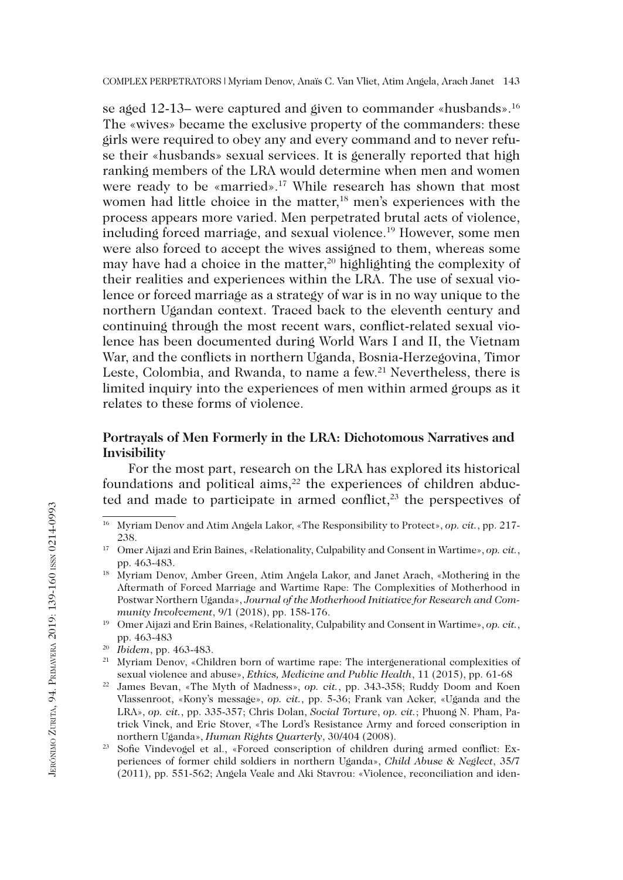se aged 12-13– were captured and given to commander «husbands».[16] The «wives» became the exclusive property of the commanders: these girls were required to obey any and every command and to never refuse their «husbands» sexual services. It is generally reported that high ranking members of the LRA would determine when men and women were ready to be «married».[17] While research has shown that most women had little choice in the matter,[18] men's experiences with the process appears more varied. Men perpetrated brutal acts of violence, including forced marriage, and sexual violence.[19] However, some men were also forced to accept the wives assigned to them, whereas some may have had a choice in the matter,[20] highlighting the complexity of their realities and experiences within the LRA. The use of sexual violence or forced marriage as a strategy of war is in no way unique to the northern Ugandan context. Traced back to the eleventh century and continuing through the most recent wars, conflict-related sexual violence has been documented during World Wars I and II, the Vietnam War, and the conflicts in northern Uganda, Bosnia-Herzegovina, Timor Leste, Colombia, and Rwanda, to name a few.[21] Nevertheless, there is limited inquiry into the experiences of men within armed groups as it relates to these forms of violence.

### Portrayals of Men Formerly in the LRA: Dichotomous Narratives and Invisibility

For the most part, research on the LRA has explored its historical foundations and political aims,[22] the experiences of children abducted and made to participate in armed conflict,[23] the perspectives of

---

[16] Myriam Denov and Atim Angela Lakor, «The Responsibility to Protect», *op. cit.*, pp. 217-238.

[17] Omer Aijazi and Erin Baines, «Relationality, Culpability and Consent in Wartime», *op. cit.*, pp. 463-483.

[18] Myriam Denov, Amber Green, Atim Angela Lakor, and Janet Arach, «Mothering in the Aftermath of Forced Marriage and Wartime Rape: The Complexities of Motherhood in Postwar Northern Uganda», *Journal of the Motherhood Initiative for Research and Community Involvement*, 9/1 (2018), pp. 158-176.

[19] Omer Aijazi and Erin Baines, «Relationality, Culpability and Consent in Wartime», *op. cit.*, pp. 463-483

[20] *Ibidem*, pp. 463-483.

[21] Myriam Denov, «Children born of wartime rape: The intergenerational complexities of sexual violence and abuse», *Ethics, Medicine and Public Health*, 11 (2015), pp. 61-68

[22] James Bevan, «The Myth of Madness», *op. cit.*, pp. 343-358; Ruddy Doom and Koen Vlassenroot, «Kony's message», *op. cit.*, pp. 5-36; Frank van Acker, «Uganda and the LRA», *op. cit.*, pp. 335-357; Chris Dolan, *Social Torture*, *op. cit.*; Phuong N. Pham, Patrick Vinck, and Eric Stover, «The Lord's Resistance Army and forced conscription in northern Uganda», *Human Rights Quarterly*, 30/404 (2008).

[23] Sofie Vindevogel et al., «Forced conscription of children during armed conflict: Experiences of former child soldiers in northern Uganda», *Child Abuse & Neglect*, 35/7 (2011), pp. 551-562; Angela Veale and Aki Stavrou: «Violence, reconciliation and iden-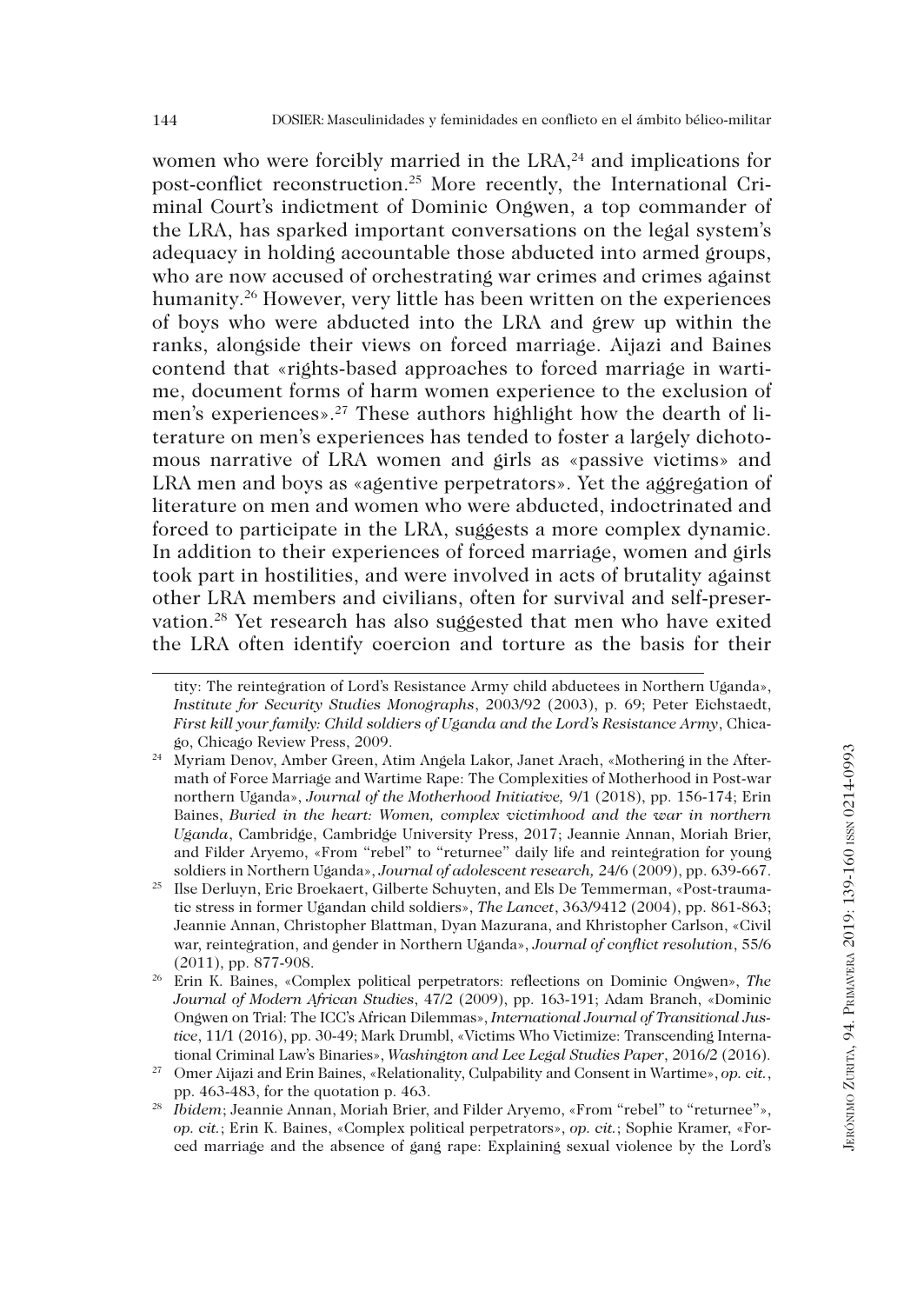women who were forcibly married in the LRA,[24] and implications for post-conflict reconstruction.[25] More recently, the International Criminal Court's indictment of Dominic Ongwen, a top commander of the LRA, has sparked important conversations on the legal system's adequacy in holding accountable those abducted into armed groups, who are now accused of orchestrating war crimes and crimes against humanity.[26] However, very little has been written on the experiences of boys who were abducted into the LRA and grew up within the ranks, alongside their views on forced marriage. Aijazi and Baines contend that «rights-based approaches to forced marriage in wartime, document forms of harm women experience to the exclusion of men's experiences».[27] These authors highlight how the dearth of literature on men's experiences has tended to foster a largely dichotomous narrative of LRA women and girls as «passive victims» and LRA men and boys as «agentive perpetrators». Yet the aggregation of literature on men and women who were abducted, indoctrinated and forced to participate in the LRA, suggests a more complex dynamic. In addition to their experiences of forced marriage, women and girls took part in hostilities, and were involved in acts of brutality against other LRA members and civilians, often for survival and self-preservation.[28] Yet research has also suggested that men who have exited the LRA often identify coercion and torture as the basis for their

---

tity: The reintegration of Lord's Resistance Army child abductees in Northern Uganda», *Institute for Security Studies Monographs*, 2003/92 (2003), p. 69; Peter Eichstaedt, *First kill your family: Child soldiers of Uganda and the Lord's Resistance Army*, Chicago, Chicago Review Press, 2009.

[24] Myriam Denov, Amber Green, Atim Angela Lakor, Janet Arach, «Mothering in the Aftermath of Force Marriage and Wartime Rape: The Complexities of Motherhood in Post-war northern Uganda», *Journal of the Motherhood Initiative,* 9/1 (2018), pp. 156-174; Erin Baines, *Buried in the heart: Women, complex victimhood and the war in northern Uganda*, Cambridge, Cambridge University Press, 2017; Jeannie Annan, Moriah Brier, and Filder Aryemo, «From "rebel" to "returnee" daily life and reintegration for young soldiers in Northern Uganda», *Journal of adolescent research,* 24/6 (2009), pp. 639-667.

[25] Ilse Derluyn, Eric Broekaert, Gilberte Schuyten, and Els De Temmerman, «Post-traumatic stress in former Ugandan child soldiers», *The Lancet*, 363/9412 (2004), pp. 861-863; Jeannie Annan, Christopher Blattman, Dyan Mazurana, and Khristopher Carlson, «Civil war, reintegration, and gender in Northern Uganda», *Journal of conflict resolution*, 55/6 (2011), pp. 877-908.

[26] Erin K. Baines, «Complex political perpetrators: reflections on Dominic Ongwen», *The Journal of Modern African Studies*, 47/2 (2009), pp. 163-191; Adam Branch, «Dominic Ongwen on Trial: The ICC's African Dilemmas», *International Journal of Transitional Justice*, 11/1 (2016), pp. 30-49; Mark Drumbl, «Victims Who Victimize: Transcending International Criminal Law's Binaries», *Washington and Lee Legal Studies Paper*, 2016/2 (2016).

[27] Omer Aijazi and Erin Baines, «Relationality, Culpability and Consent in Wartime», *op. cit.*, pp. 463-483, for the quotation p. 463.

[28] *Ibidem*; Jeannie Annan, Moriah Brier, and Filder Aryemo, «From "rebel" to "returnee"», *op. cit.*; Erin K. Baines, «Complex political perpetrators», *op. cit.*; Sophie Kramer, «Forced marriage and the absence of gang rape: Explaining sexual violence by the Lord's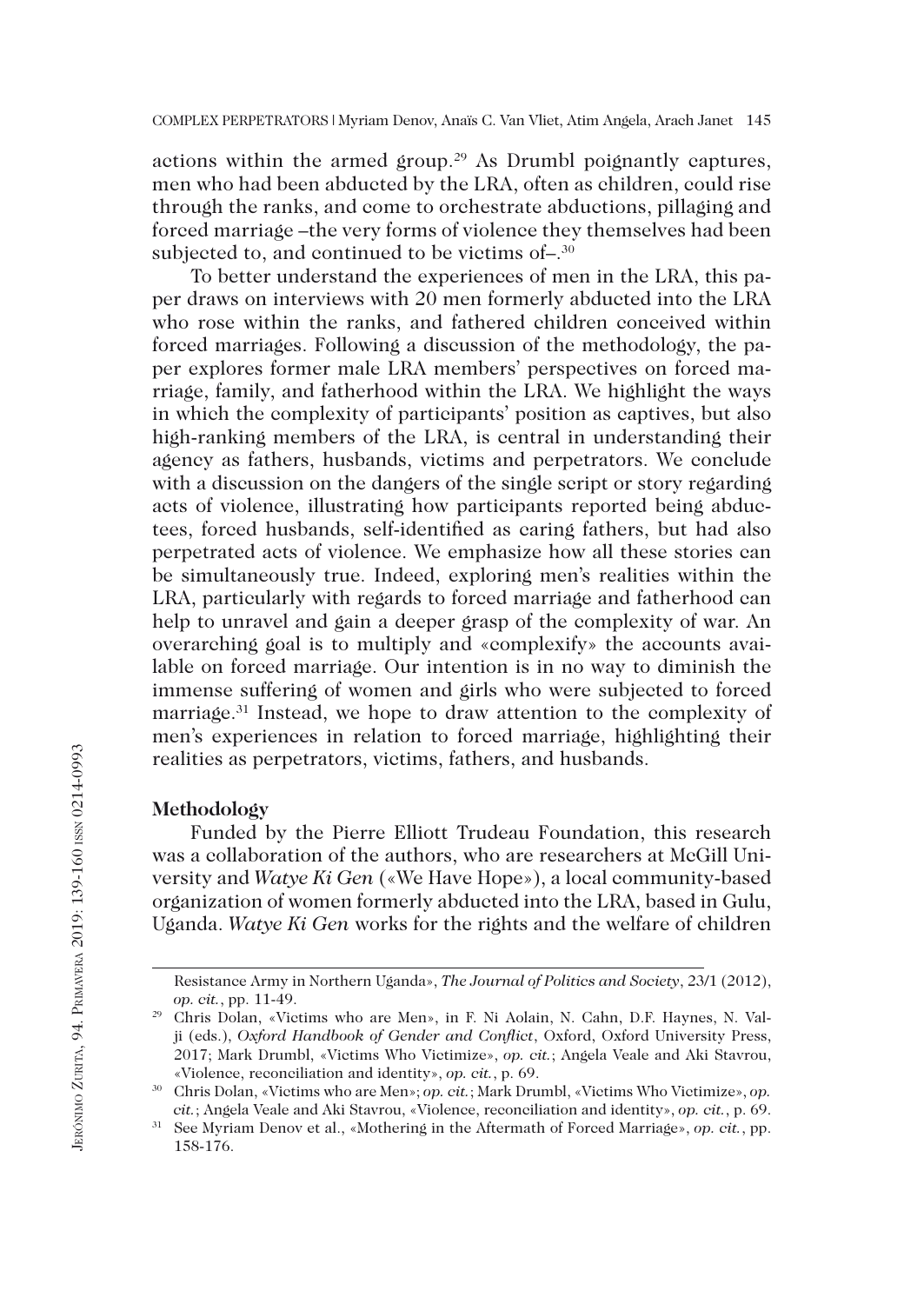actions within the armed group.[29] As Drumbl poignantly captures, men who had been abducted by the LRA, often as children, could rise through the ranks, and come to orchestrate abductions, pillaging and forced marriage –the very forms of violence they themselves had been subjected to, and continued to be victims of–.[30]

To better understand the experiences of men in the LRA, this paper draws on interviews with 20 men formerly abducted into the LRA who rose within the ranks, and fathered children conceived within forced marriages. Following a discussion of the methodology, the paper explores former male LRA members' perspectives on forced marriage, family, and fatherhood within the LRA. We highlight the ways in which the complexity of participants' position as captives, but also high-ranking members of the LRA, is central in understanding their agency as fathers, husbands, victims and perpetrators. We conclude with a discussion on the dangers of the single script or story regarding acts of violence, illustrating how participants reported being abductees, forced husbands, self-identified as caring fathers, but had also perpetrated acts of violence. We emphasize how all these stories can be simultaneously true. Indeed, exploring men's realities within the LRA, particularly with regards to forced marriage and fatherhood can help to unravel and gain a deeper grasp of the complexity of war. An overarching goal is to multiply and «complexify» the accounts available on forced marriage. Our intention is in no way to diminish the immense suffering of women and girls who were subjected to forced marriage.[31] Instead, we hope to draw attention to the complexity of men's experiences in relation to forced marriage, highlighting their realities as perpetrators, victims, fathers, and husbands.

**Methodology**

Funded by the Pierre Elliott Trudeau Foundation, this research was a collaboration of the authors, who are researchers at McGill University and *Watye Ki Gen* («We Have Hope»), a local community-based organization of women formerly abducted into the LRA, based in Gulu, Uganda. *Watye Ki Gen* works for the rights and the welfare of children

Resistance Army in Northern Uganda», *The Journal of Politics and Society*, 23/1 (2012), *op. cit.*, pp. 11-49.

[29] Chris Dolan, «Victims who are Men», in F. Ni Aolain, N. Cahn, D.F. Haynes, N. Valji (eds.), *Oxford Handbook of Gender and Conflict*, Oxford, Oxford University Press, 2017; Mark Drumbl, «Victims Who Victimize», *op. cit.*; Angela Veale and Aki Stavrou, «Violence, reconciliation and identity», *op. cit.*, p. 69.

[30] Chris Dolan, «Victims who are Men»; *op. cit.*; Mark Drumbl, «Victims Who Victimize», *op. cit.*; Angela Veale and Aki Stavrou, «Violence, reconciliation and identity», *op. cit.*, p. 69.

[31] See Myriam Denov et al., «Mothering in the Aftermath of Forced Marriage», *op. cit.*, pp. 158-176.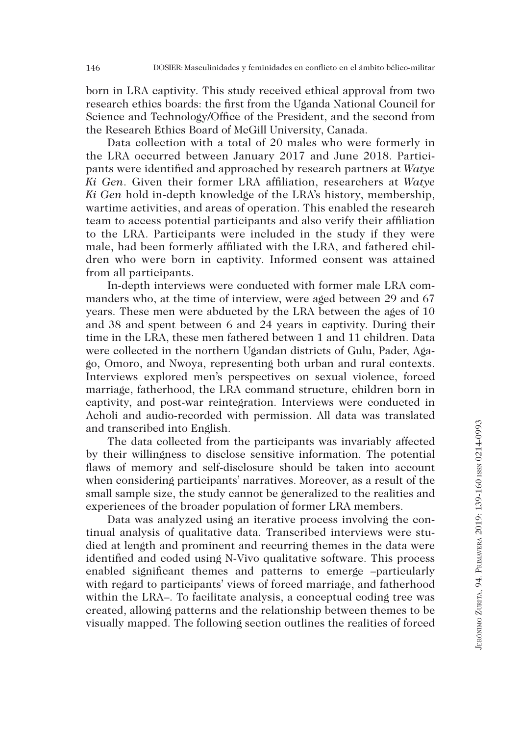born in LRA captivity. This study received ethical approval from two research ethics boards: the first from the Uganda National Council for Science and Technology/Office of the President, and the second from the Research Ethics Board of McGill University, Canada.

Data collection with a total of 20 males who were formerly in the LRA occurred between January 2017 and June 2018. Participants were identified and approached by research partners at *Watye Ki Gen*. Given their former LRA affiliation, researchers at *Watye Ki Gen* hold in-depth knowledge of the LRA's history, membership, wartime activities, and areas of operation. This enabled the research team to access potential participants and also verify their affiliation to the LRA. Participants were included in the study if they were male, had been formerly affiliated with the LRA, and fathered children who were born in captivity. Informed consent was attained from all participants.

In-depth interviews were conducted with former male LRA commanders who, at the time of interview, were aged between 29 and 67 years. These men were abducted by the LRA between the ages of 10 and 38 and spent between 6 and 24 years in captivity. During their time in the LRA, these men fathered between 1 and 11 children. Data were collected in the northern Ugandan districts of Gulu, Pader, Agago, Omoro, and Nwoya, representing both urban and rural contexts. Interviews explored men's perspectives on sexual violence, forced marriage, fatherhood, the LRA command structure, children born in captivity, and post-war reintegration. Interviews were conducted in Acholi and audio-recorded with permission. All data was translated and transcribed into English.

The data collected from the participants was invariably affected by their willingness to disclose sensitive information. The potential flaws of memory and self-disclosure should be taken into account when considering participants' narratives. Moreover, as a result of the small sample size, the study cannot be generalized to the realities and experiences of the broader population of former LRA members.

Data was analyzed using an iterative process involving the continual analysis of qualitative data. Transcribed interviews were studied at length and prominent and recurring themes in the data were identified and coded using N-Vivo qualitative software. This process enabled significant themes and patterns to emerge –particularly with regard to participants' views of forced marriage, and fatherhood within the LRA–. To facilitate analysis, a conceptual coding tree was created, allowing patterns and the relationship between themes to be visually mapped. The following section outlines the realities of forced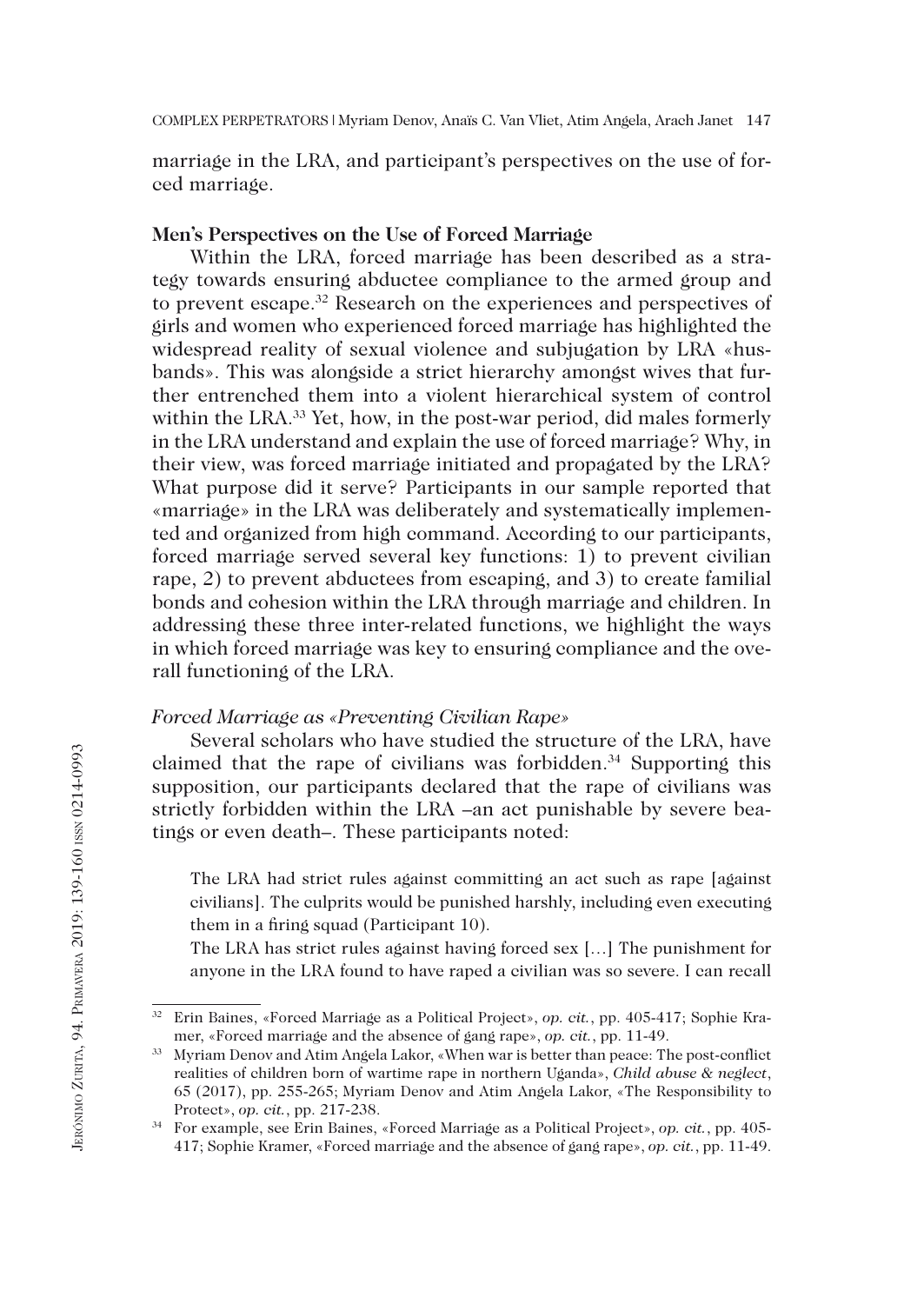marriage in the LRA, and participant's perspectives on the use of forced marriage.

### Men's Perspectives on the Use of Forced Marriage

Within the LRA, forced marriage has been described as a strategy towards ensuring abductee compliance to the armed group and to prevent escape.[32] Research on the experiences and perspectives of girls and women who experienced forced marriage has highlighted the widespread reality of sexual violence and subjugation by LRA «husbands». This was alongside a strict hierarchy amongst wives that further entrenched them into a violent hierarchical system of control within the LRA.[33] Yet, how, in the post-war period, did males formerly in the LRA understand and explain the use of forced marriage? Why, in their view, was forced marriage initiated and propagated by the LRA? What purpose did it serve? Participants in our sample reported that «marriage» in the LRA was deliberately and systematically implemented and organized from high command. According to our participants, forced marriage served several key functions: 1) to prevent civilian rape, 2) to prevent abductees from escaping, and 3) to create familial bonds and cohesion within the LRA through marriage and children. In addressing these three inter-related functions, we highlight the ways in which forced marriage was key to ensuring compliance and the overall functioning of the LRA.

#### *Forced Marriage as «Preventing Civilian Rape»*

Several scholars who have studied the structure of the LRA, have claimed that the rape of civilians was forbidden.[34] Supporting this supposition, our participants declared that the rape of civilians was strictly forbidden within the LRA –an act punishable by severe beatings or even death–. These participants noted:

> The LRA had strict rules against committing an act such as rape [against civilians]. The culprits would be punished harshly, including even executing them in a firing squad (Participant 10).
>
> The LRA has strict rules against having forced sex [...] The punishment for anyone in the LRA found to have raped a civilian was so severe. I can recall

---

[32] Erin Baines, «Forced Marriage as a Political Project», *op. cit.*, pp. 405-417; Sophie Kramer, «Forced marriage and the absence of gang rape», *op. cit.*, pp. 11-49.

[33] Myriam Denov and Atim Angela Lakor, «When war is better than peace: The post-conflict realities of children born of wartime rape in northern Uganda», *Child abuse & neglect*, 65 (2017), pp. 255-265; Myriam Denov and Atim Angela Lakor, «The Responsibility to Protect», *op. cit.*, pp. 217-238.

[34] For example, see Erin Baines, «Forced Marriage as a Political Project», *op. cit.*, pp. 405-417; Sophie Kramer, «Forced marriage and the absence of gang rape», *op. cit.*, pp. 11-49.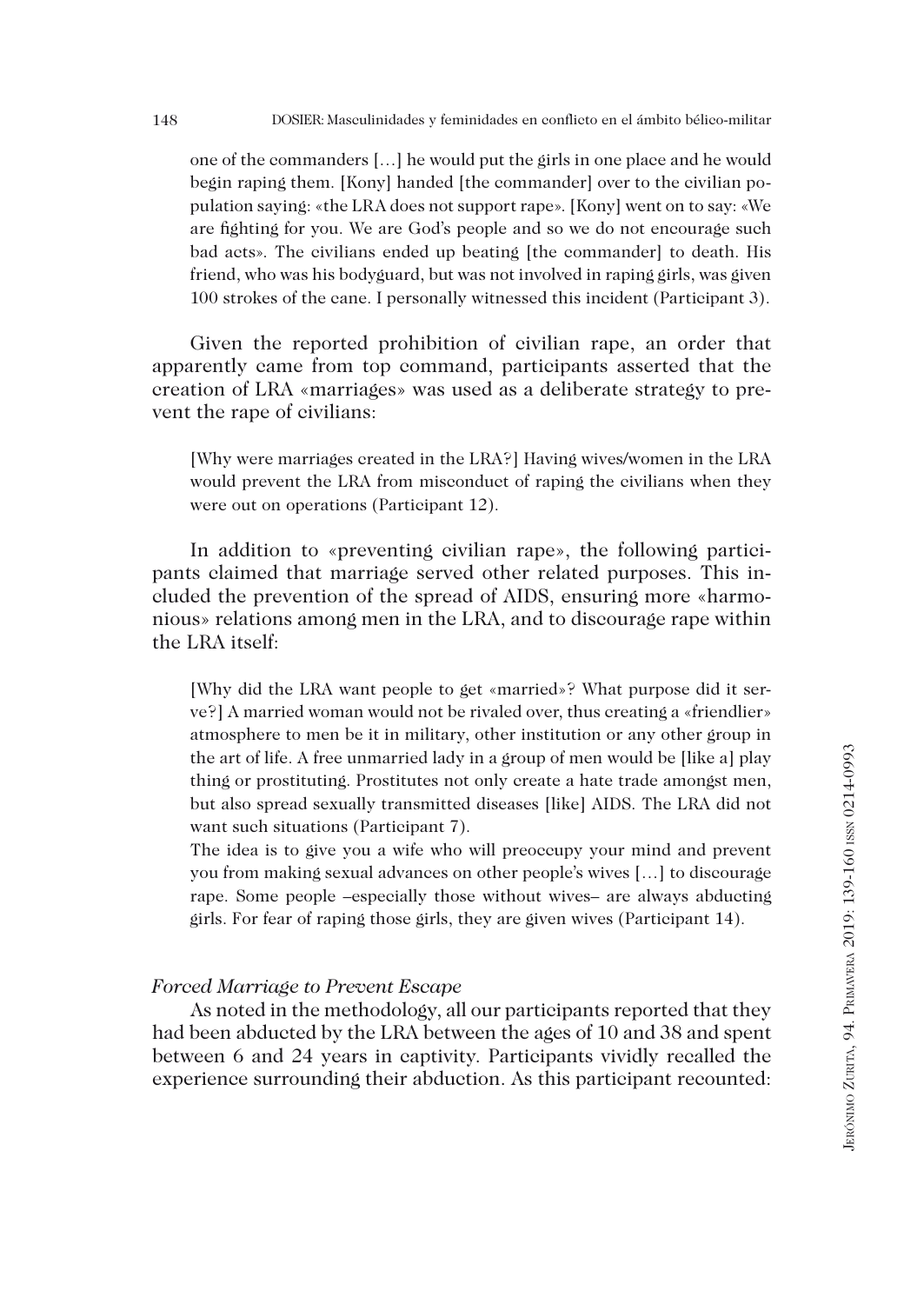> one of the commanders […] he would put the girls in one place and he would begin raping them. [Kony] handed [the commander] over to the civilian population saying: «the LRA does not support rape». [Kony] went on to say: «We are fighting for you. We are God's people and so we do not encourage such bad acts». The civilians ended up beating [the commander] to death. His friend, who was his bodyguard, but was not involved in raping girls, was given 100 strokes of the cane. I personally witnessed this incident (Participant 3).

Given the reported prohibition of civilian rape, an order that apparently came from top command, participants asserted that the creation of LRA «marriages» was used as a deliberate strategy to prevent the rape of civilians:

> [Why were marriages created in the LRA?] Having wives/women in the LRA would prevent the LRA from misconduct of raping the civilians when they were out on operations (Participant 12).

In addition to «preventing civilian rape», the following participants claimed that marriage served other related purposes. This included the prevention of the spread of AIDS, ensuring more «harmonious» relations among men in the LRA, and to discourage rape within the LRA itself:

> [Why did the LRA want people to get «married»? What purpose did it serve?] A married woman would not be rivaled over, thus creating a «friendlier» atmosphere to men be it in military, other institution or any other group in the art of life. A free unmarried lady in a group of men would be [like a] play thing or prostituting. Prostitutes not only create a hate trade amongst men, but also spread sexually transmitted diseases [like] AIDS. The LRA did not want such situations (Participant 7).
>
> The idea is to give you a wife who will preoccupy your mind and prevent you from making sexual advances on other people's wives […] to discourage rape. Some people –especially those without wives– are always abducting girls. For fear of raping those girls, they are given wives (Participant 14).

### *Forced Marriage to Prevent Escape*

As noted in the methodology, all our participants reported that they had been abducted by the LRA between the ages of 10 and 38 and spent between 6 and 24 years in captivity. Participants vividly recalled the experience surrounding their abduction. As this participant recounted: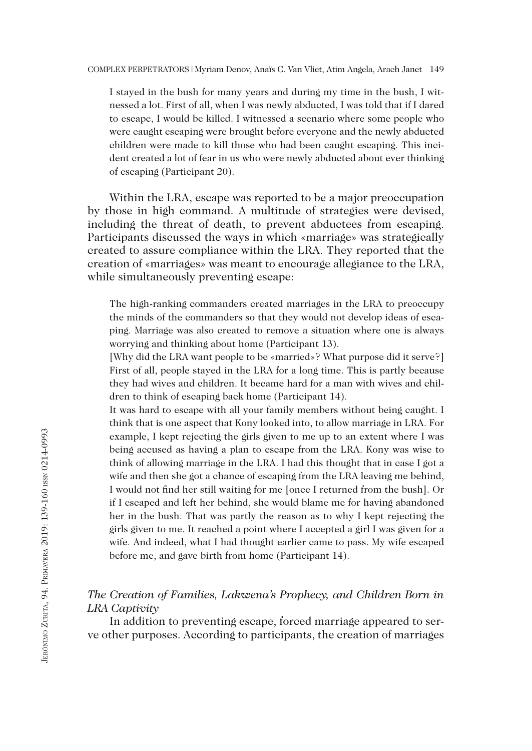I stayed in the bush for many years and during my time in the bush, I witnessed a lot. First of all, when I was newly abducted, I was told that if I dared to escape, I would be killed. I witnessed a scenario where some people who were caught escaping were brought before everyone and the newly abducted children were made to kill those who had been caught escaping. This incident created a lot of fear in us who were newly abducted about ever thinking of escaping (Participant 20).

Within the LRA, escape was reported to be a major preoccupation by those in high command. A multitude of strategies were devised, including the threat of death, to prevent abductees from escaping. Participants discussed the ways in which «marriage» was strategically created to assure compliance within the LRA. They reported that the creation of «marriages» was meant to encourage allegiance to the LRA, while simultaneously preventing escape:

The high-ranking commanders created marriages in the LRA to preoccupy the minds of the commanders so that they would not develop ideas of escaping. Marriage was also created to remove a situation where one is always worrying and thinking about home (Participant 13).

[Why did the LRA want people to be «married»? What purpose did it serve?] First of all, people stayed in the LRA for a long time. This is partly because they had wives and children. It became hard for a man with wives and children to think of escaping back home (Participant 14).

It was hard to escape with all your family members without being caught. I think that is one aspect that Kony looked into, to allow marriage in LRA. For example, I kept rejecting the girls given to me up to an extent where I was being accused as having a plan to escape from the LRA. Kony was wise to think of allowing marriage in the LRA. I had this thought that in case I got a wife and then she got a chance of escaping from the LRA leaving me behind, I would not find her still waiting for me [once I returned from the bush]. Or if I escaped and left her behind, she would blame me for having abandoned her in the bush. That was partly the reason as to why I kept rejecting the girls given to me. It reached a point where I accepted a girl I was given for a wife. And indeed, what I had thought earlier came to pass. My wife escaped before me, and gave birth from home (Participant 14).

### *The Creation of Families, Lakwena's Prophecy, and Children Born in LRA Captivity*

In addition to preventing escape, forced marriage appeared to serve other purposes. According to participants, the creation of marriages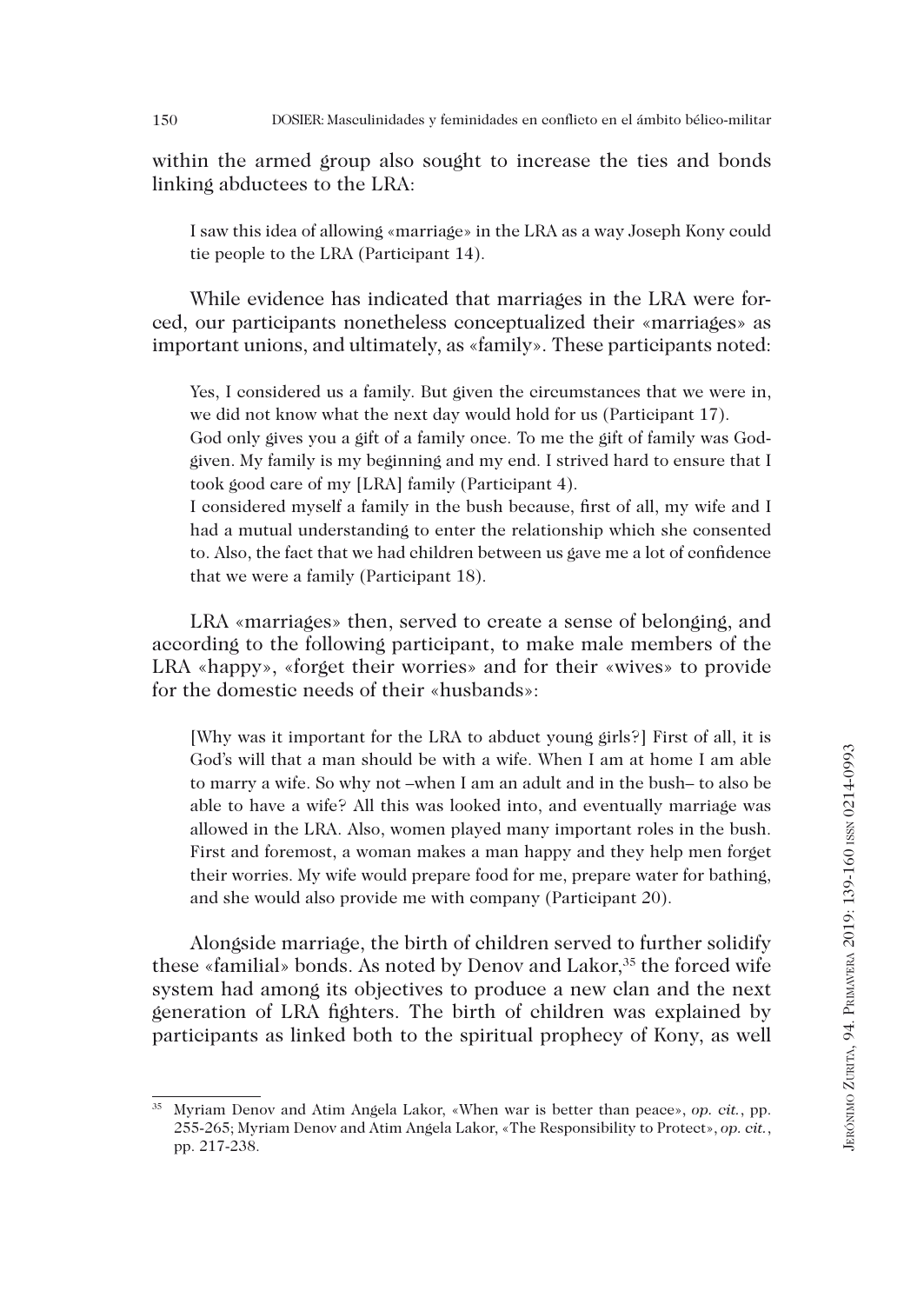within the armed group also sought to increase the ties and bonds linking abductees to the LRA:

> I saw this idea of allowing «marriage» in the LRA as a way Joseph Kony could tie people to the LRA (Participant 14).

While evidence has indicated that marriages in the LRA were forced, our participants nonetheless conceptualized their «marriages» as important unions, and ultimately, as «family». These participants noted:

> Yes, I considered us a family. But given the circumstances that we were in, we did not know what the next day would hold for us (Participant 17).
>
> God only gives you a gift of a family once. To me the gift of family was God-given. My family is my beginning and my end. I strived hard to ensure that I took good care of my [LRA] family (Participant 4).
>
> I considered myself a family in the bush because, first of all, my wife and I had a mutual understanding to enter the relationship which she consented to. Also, the fact that we had children between us gave me a lot of confidence that we were a family (Participant 18).

LRA «marriages» then, served to create a sense of belonging, and according to the following participant, to make male members of the LRA «happy», «forget their worries» and for their «wives» to provide for the domestic needs of their «husbands»:

> [Why was it important for the LRA to abduct young girls?] First of all, it is God's will that a man should be with a wife. When I am at home I am able to marry a wife. So why not –when I am an adult and in the bush– to also be able to have a wife? All this was looked into, and eventually marriage was allowed in the LRA. Also, women played many important roles in the bush. First and foremost, a woman makes a man happy and they help men forget their worries. My wife would prepare food for me, prepare water for bathing, and she would also provide me with company (Participant 20).

Alongside marriage, the birth of children served to further solidify these «familial» bonds. As noted by Denov and Lakor,[35] the forced wife system had among its objectives to produce a new clan and the next generation of LRA fighters. The birth of children was explained by participants as linked both to the spiritual prophecy of Kony, as well

---

[35] Myriam Denov and Atim Angela Lakor, «When war is better than peace», *op. cit.*, pp. 255-265; Myriam Denov and Atim Angela Lakor, «The Responsibility to Protect», *op. cit.*, pp. 217-238.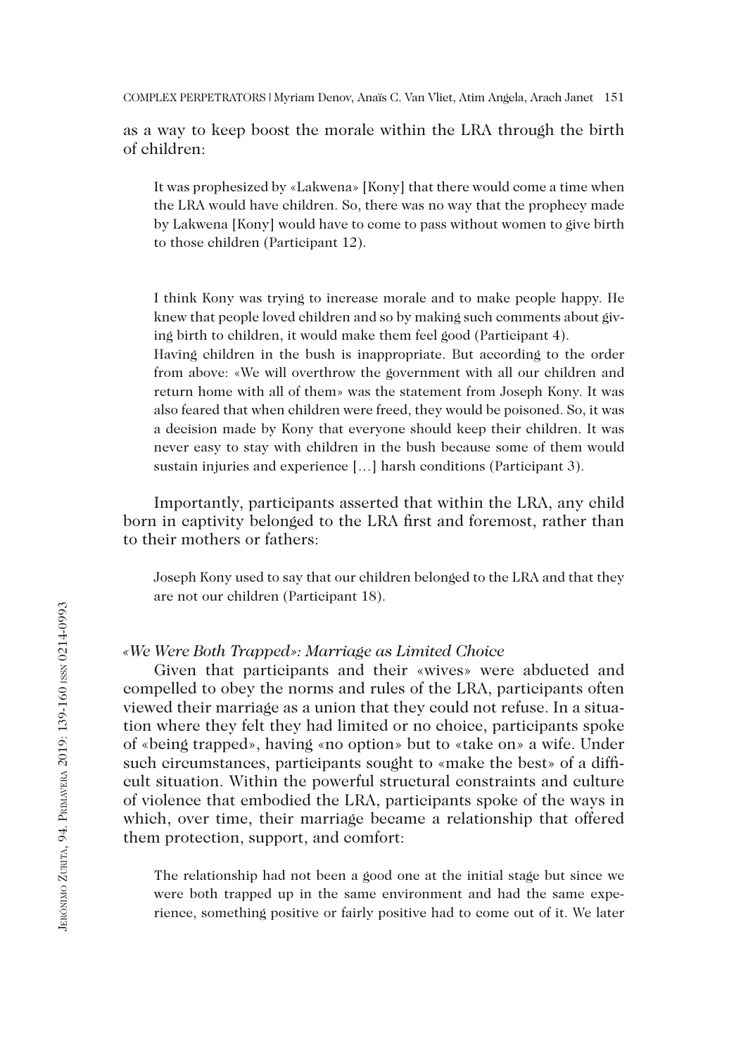as a way to keep boost the morale within the LRA through the birth of children:

> It was prophesized by «Lakwena» [Kony] that there would come a time when the LRA would have children. So, there was no way that the prophecy made by Lakwena [Kony] would have to come to pass without women to give birth to those children (Participant 12).

> I think Kony was trying to increase morale and to make people happy. He knew that people loved children and so by making such comments about giving birth to children, it would make them feel good (Participant 4).
> Having children in the bush is inappropriate. But according to the order from above: «We will overthrow the government with all our children and return home with all of them» was the statement from Joseph Kony. It was also feared that when children were freed, they would be poisoned. So, it was a decision made by Kony that everyone should keep their children. It was never easy to stay with children in the bush because some of them would sustain injuries and experience […] harsh conditions (Participant 3).

Importantly, participants asserted that within the LRA, any child born in captivity belonged to the LRA first and foremost, rather than to their mothers or fathers:

> Joseph Kony used to say that our children belonged to the LRA and that they are not our children (Participant 18).

### *«We Were Both Trapped»: Marriage as Limited Choice*

Given that participants and their «wives» were abducted and compelled to obey the norms and rules of the LRA, participants often viewed their marriage as a union that they could not refuse. In a situation where they felt they had limited or no choice, participants spoke of «being trapped», having «no option» but to «take on» a wife. Under such circumstances, participants sought to «make the best» of a difficult situation. Within the powerful structural constraints and culture of violence that embodied the LRA, participants spoke of the ways in which, over time, their marriage became a relationship that offered them protection, support, and comfort:

> The relationship had not been a good one at the initial stage but since we were both trapped up in the same environment and had the same experience, something positive or fairly positive had to come out of it. We later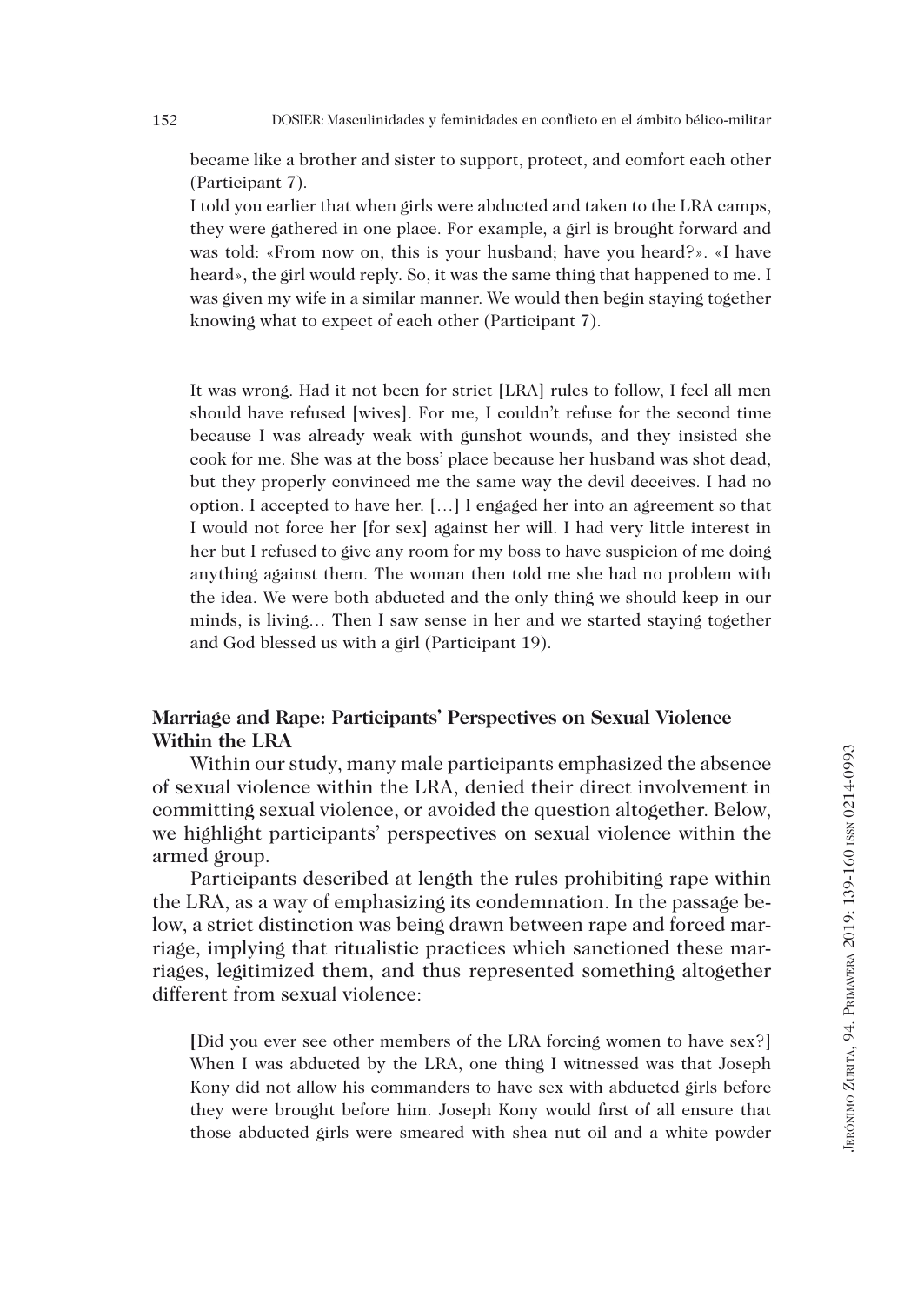became like a brother and sister to support, protect, and comfort each other (Participant 7).
I told you earlier that when girls were abducted and taken to the LRA camps, they were gathered in one place. For example, a girl is brought forward and was told: «From now on, this is your husband; have you heard?». «I have heard», the girl would reply. So, it was the same thing that happened to me. I was given my wife in a similar manner. We would then begin staying together knowing what to expect of each other (Participant 7).

It was wrong. Had it not been for strict [LRA] rules to follow, I feel all men should have refused [wives]. For me, I couldn't refuse for the second time because I was already weak with gunshot wounds, and they insisted she cook for me. She was at the boss' place because her husband was shot dead, but they properly convinced me the same way the devil deceives. I had no option. I accepted to have her. […] I engaged her into an agreement so that I would not force her [for sex] against her will. I had very little interest in her but I refused to give any room for my boss to have suspicion of me doing anything against them. The woman then told me she had no problem with the idea. We were both abducted and the only thing we should keep in our minds, is living… Then I saw sense in her and we started staying together and God blessed us with a girl (Participant 19).

## Marriage and Rape: Participants' Perspectives on Sexual Violence Within the LRA

Within our study, many male participants emphasized the absence of sexual violence within the LRA, denied their direct involvement in committing sexual violence, or avoided the question altogether. Below, we highlight participants' perspectives on sexual violence within the armed group.

Participants described at length the rules prohibiting rape within the LRA, as a way of emphasizing its condemnation. In the passage below, a strict distinction was being drawn between rape and forced marriage, implying that ritualistic practices which sanctioned these marriages, legitimized them, and thus represented something altogether different from sexual violence:

[Did you ever see other members of the LRA forcing women to have sex?] When I was abducted by the LRA, one thing I witnessed was that Joseph Kony did not allow his commanders to have sex with abducted girls before they were brought before him. Joseph Kony would first of all ensure that those abducted girls were smeared with shea nut oil and a white powder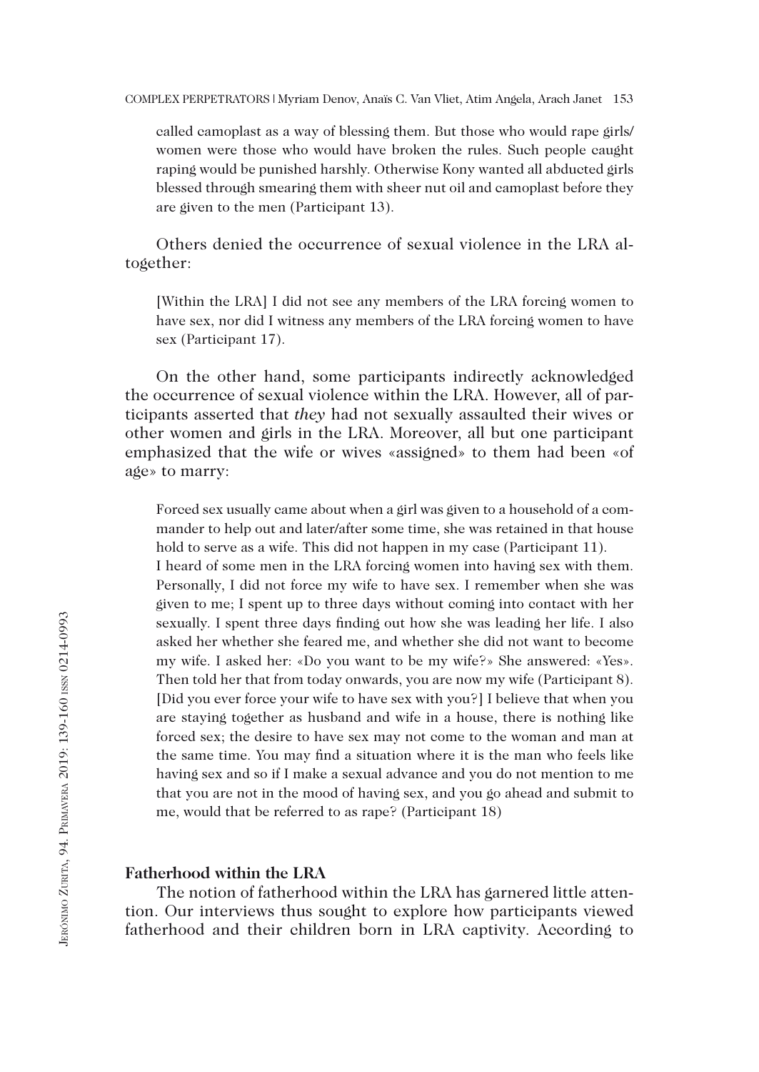called camoplast as a way of blessing them. But those who would rape girls/women were those who would have broken the rules. Such people caught raping would be punished harshly. Otherwise Kony wanted all abducted girls blessed through smearing them with sheer nut oil and camoplast before they are given to the men (Participant 13).

Others denied the occurrence of sexual violence in the LRA altogether:

> [Within the LRA] I did not see any members of the LRA forcing women to have sex, nor did I witness any members of the LRA forcing women to have sex (Participant 17).

On the other hand, some participants indirectly acknowledged the occurrence of sexual violence within the LRA. However, all of participants asserted that *they* had not sexually assaulted their wives or other women and girls in the LRA. Moreover, all but one participant emphasized that the wife or wives «assigned» to them had been «of age» to marry:

> Forced sex usually came about when a girl was given to a household of a commander to help out and later/after some time, she was retained in that house hold to serve as a wife. This did not happen in my case (Participant 11).
>
> I heard of some men in the LRA forcing women into having sex with them. Personally, I did not force my wife to have sex. I remember when she was given to me; I spent up to three days without coming into contact with her sexually. I spent three days finding out how she was leading her life. I also asked her whether she feared me, and whether she did not want to become my wife. I asked her: «Do you want to be my wife?» She answered: «Yes». Then told her that from today onwards, you are now my wife (Participant 8).
>
> [Did you ever force your wife to have sex with you?] I believe that when you are staying together as husband and wife in a house, there is nothing like forced sex; the desire to have sex may not come to the woman and man at the same time. You may find a situation where it is the man who feels like having sex and so if I make a sexual advance and you do not mention to me that you are not in the mood of having sex, and you go ahead and submit to me, would that be referred to as rape? (Participant 18)

### Fatherhood within the LRA

The notion of fatherhood within the LRA has garnered little attention. Our interviews thus sought to explore how participants viewed fatherhood and their children born in LRA captivity. According to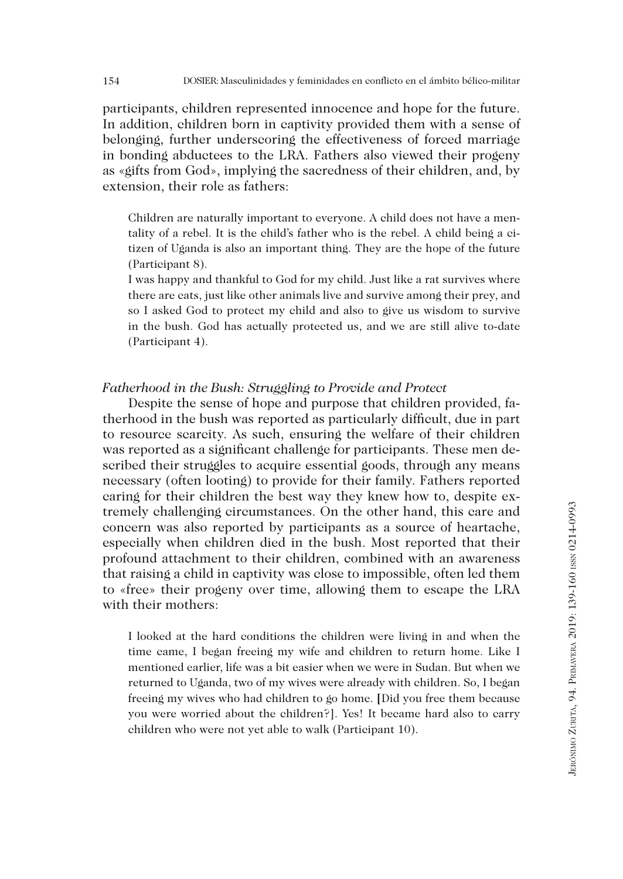participants, children represented innocence and hope for the future. In addition, children born in captivity provided them with a sense of belonging, further underscoring the effectiveness of forced marriage in bonding abductees to the LRA. Fathers also viewed their progeny as «gifts from God», implying the sacredness of their children, and, by extension, their role as fathers:

> Children are naturally important to everyone. A child does not have a mentality of a rebel. It is the child's father who is the rebel. A child being a citizen of Uganda is also an important thing. They are the hope of the future (Participant 8).
>
> I was happy and thankful to God for my child. Just like a rat survives where there are cats, just like other animals live and survive among their prey, and so I asked God to protect my child and also to give us wisdom to survive in the bush. God has actually protected us, and we are still alive to-date (Participant 4).

*Fatherhood in the Bush: Struggling to Provide and Protect*

Despite the sense of hope and purpose that children provided, fatherhood in the bush was reported as particularly difficult, due in part to resource scarcity. As such, ensuring the welfare of their children was reported as a significant challenge for participants. These men described their struggles to acquire essential goods, through any means necessary (often looting) to provide for their family. Fathers reported caring for their children the best way they knew how to, despite extremely challenging circumstances. On the other hand, this care and concern was also reported by participants as a source of heartache, especially when children died in the bush. Most reported that their profound attachment to their children, combined with an awareness that raising a child in captivity was close to impossible, often led them to «free» their progeny over time, allowing them to escape the LRA with their mothers:

> I looked at the hard conditions the children were living in and when the time came, I began freeing my wife and children to return home. Like I mentioned earlier, life was a bit easier when we were in Sudan. But when we returned to Uganda, two of my wives were already with children. So, I began freeing my wives who had children to go home. [Did you free them because you were worried about the children?]. Yes! It became hard also to carry children who were not yet able to walk (Participant 10).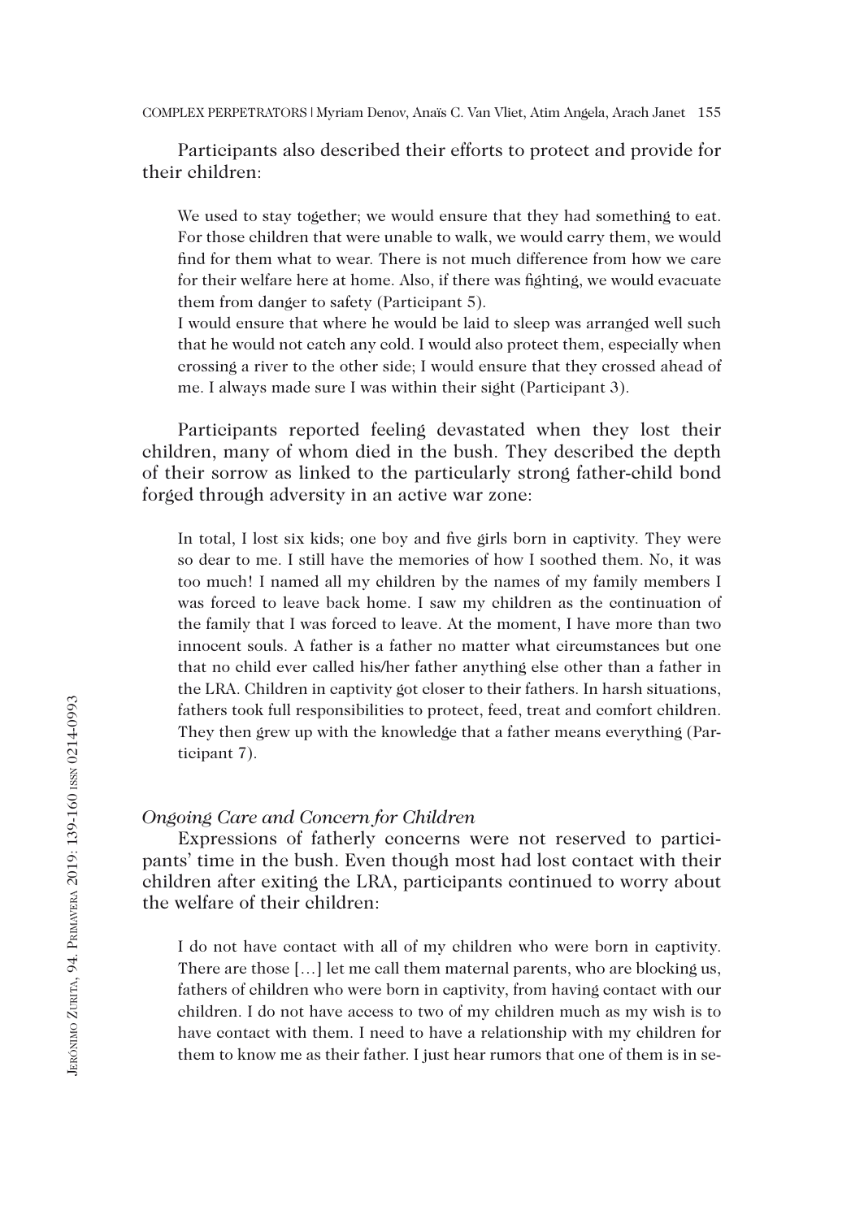Participants also described their efforts to protect and provide for their children:

> We used to stay together; we would ensure that they had something to eat. For those children that were unable to walk, we would carry them, we would find for them what to wear. There is not much difference from how we care for their welfare here at home. Also, if there was fighting, we would evacuate them from danger to safety (Participant 5).
>
> I would ensure that where he would be laid to sleep was arranged well such that he would not catch any cold. I would also protect them, especially when crossing a river to the other side; I would ensure that they crossed ahead of me. I always made sure I was within their sight (Participant 3).

Participants reported feeling devastated when they lost their children, many of whom died in the bush. They described the depth of their sorrow as linked to the particularly strong father-child bond forged through adversity in an active war zone:

> In total, I lost six kids; one boy and five girls born in captivity. They were so dear to me. I still have the memories of how I soothed them. No, it was too much! I named all my children by the names of my family members I was forced to leave back home. I saw my children as the continuation of the family that I was forced to leave. At the moment, I have more than two innocent souls. A father is a father no matter what circumstances but one that no child ever called his/her father anything else other than a father in the LRA. Children in captivity got closer to their fathers. In harsh situations, fathers took full responsibilities to protect, feed, treat and comfort children. They then grew up with the knowledge that a father means everything (Participant 7).

### *Ongoing Care and Concern for Children*

Expressions of fatherly concerns were not reserved to participants' time in the bush. Even though most had lost contact with their children after exiting the LRA, participants continued to worry about the welfare of their children:

> I do not have contact with all of my children who were born in captivity. There are those […] let me call them maternal parents, who are blocking us, fathers of children who were born in captivity, from having contact with our children. I do not have access to two of my children much as my wish is to have contact with them. I need to have a relationship with my children for them to know me as their father. I just hear rumors that one of them is in se-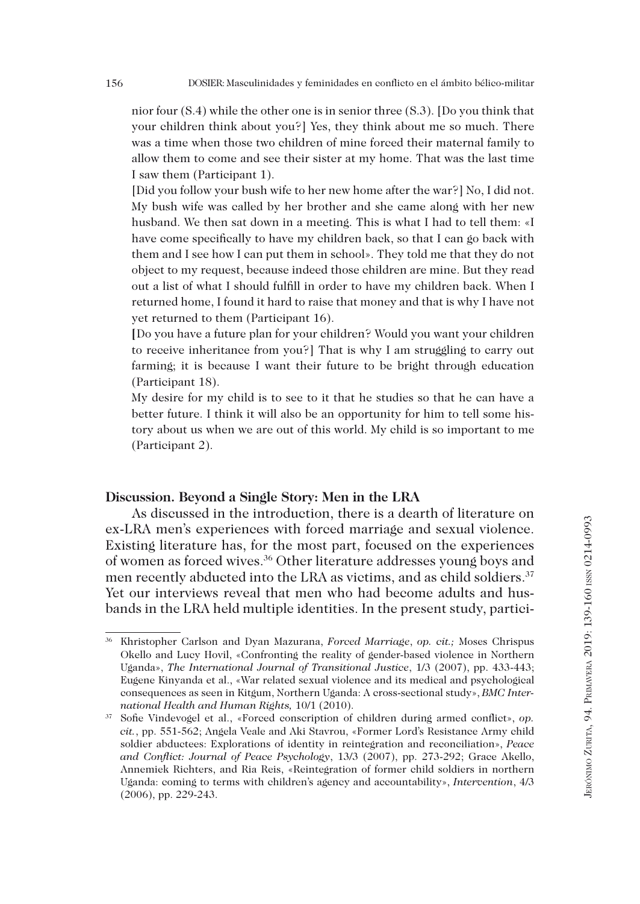nior four (S.4) while the other one is in senior three (S.3). [Do you think that your children think about you?] Yes, they think about me so much. There was a time when those two children of mine forced their maternal family to allow them to come and see their sister at my home. That was the last time I saw them (Participant 1).

[Did you follow your bush wife to her new home after the war?] No, I did not. My bush wife was called by her brother and she came along with her new husband. We then sat down in a meeting. This is what I had to tell them: «I have come specifically to have my children back, so that I can go back with them and I see how I can put them in school». They told me that they do not object to my request, because indeed those children are mine. But they read out a list of what I should fulfill in order to have my children back. When I returned home, I found it hard to raise that money and that is why I have not yet returned to them (Participant 16).

[Do you have a future plan for your children? Would you want your children to receive inheritance from you?] That is why I am struggling to carry out farming; it is because I want their future to be bright through education (Participant 18).

My desire for my child is to see to it that he studies so that he can have a better future. I think it will also be an opportunity for him to tell some history about us when we are out of this world. My child is so important to me (Participant 2).

### Discussion. Beyond a Single Story: Men in the LRA

As discussed in the introduction, there is a dearth of literature on ex-LRA men's experiences with forced marriage and sexual violence. Existing literature has, for the most part, focused on the experiences of women as forced wives.[36] Other literature addresses young boys and men recently abducted into the LRA as victims, and as child soldiers.[37] Yet our interviews reveal that men who had become adults and husbands in the LRA held multiple identities. In the present study, partici-

---

[36] Khristopher Carlson and Dyan Mazurana, *Forced Marriage*, *op. cit.;* Moses Chrispus Okello and Lucy Hovil, «Confronting the reality of gender-based violence in Northern Uganda», *The International Journal of Transitional Justice*, 1/3 (2007), pp. 433-443; Eugene Kinyanda et al., «War related sexual violence and its medical and psychological consequences as seen in Kitgum, Northern Uganda: A cross-sectional study», *BMC International Health and Human Rights,* 10/1 (2010).

[37] Sofie Vindevogel et al., «Forced conscription of children during armed conflict», *op. cit.*, pp. 551-562; Angela Veale and Aki Stavrou, «Former Lord's Resistance Army child soldier abductees: Explorations of identity in reintegration and reconciliation», *Peace and Conflict: Journal of Peace Psychology*, 13/3 (2007), pp. 273-292; Grace Akello, Annemiek Richters, and Ria Reis, «Reintegration of former child soldiers in northern Uganda: coming to terms with children's agency and accountability», *Intervention*, 4/3 (2006), pp. 229-243.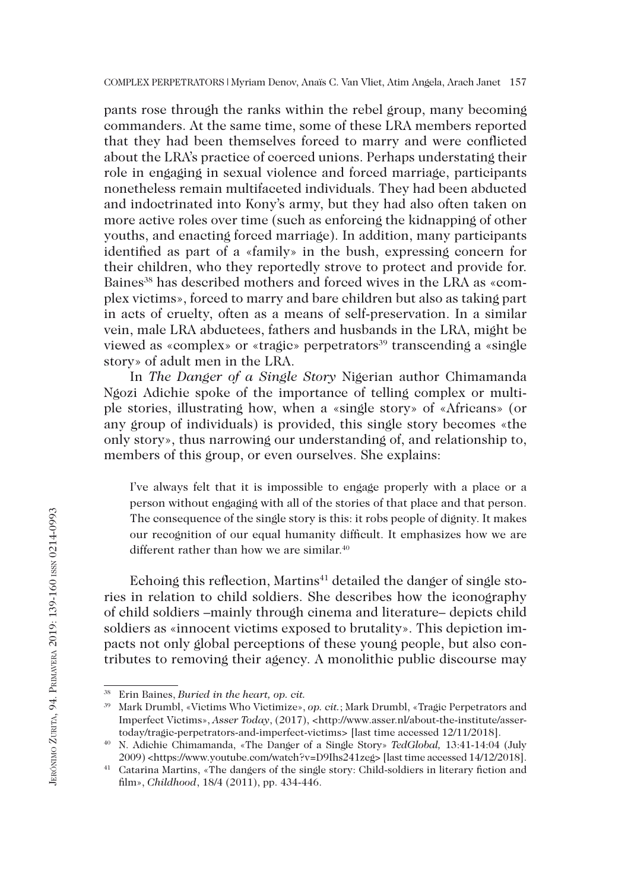pants rose through the ranks within the rebel group, many becoming commanders. At the same time, some of these LRA members reported that they had been themselves forced to marry and were conflicted about the LRA's practice of coerced unions. Perhaps understating their role in engaging in sexual violence and forced marriage, participants nonetheless remain multifaceted individuals. They had been abducted and indoctrinated into Kony's army, but they had also often taken on more active roles over time (such as enforcing the kidnapping of other youths, and enacting forced marriage). In addition, many participants identified as part of a «family» in the bush, expressing concern for their children, who they reportedly strove to protect and provide for. Baines[38] has described mothers and forced wives in the LRA as «complex victims», forced to marry and bare children but also as taking part in acts of cruelty, often as a means of self-preservation. In a similar vein, male LRA abductees, fathers and husbands in the LRA, might be viewed as «complex» or «tragic» perpetrators[39] transcending a «single story» of adult men in the LRA.

In *The Danger of a Single Story* Nigerian author Chimamanda Ngozi Adichie spoke of the importance of telling complex or multiple stories, illustrating how, when a «single story» of «Africans» (or any group of individuals) is provided, this single story becomes «the only story», thus narrowing our understanding of, and relationship to, members of this group, or even ourselves. She explains:

> I've always felt that it is impossible to engage properly with a place or a person without engaging with all of the stories of that place and that person. The consequence of the single story is this: it robs people of dignity. It makes our recognition of our equal humanity difficult. It emphasizes how we are different rather than how we are similar.[40]

Echoing this reflection, Martins[41] detailed the danger of single stories in relation to child soldiers. She describes how the iconography of child soldiers –mainly through cinema and literature– depicts child soldiers as «innocent victims exposed to brutality». This depiction impacts not only global perceptions of these young people, but also contributes to removing their agency. A monolithic public discourse may

---

[38] Erin Baines, *Buried in the heart, op. cit.*

[39] Mark Drumbl, «Victims Who Victimize», *op. cit.*; Mark Drumbl, «Tragic Perpetrators and Imperfect Victims», *Asser Today*, (2017), <http://www.asser.nl/about-the-institute/asser-today/tragic-perpetrators-and-imperfect-victims> [last time accessed 12/11/2018].

[40] N. Adichie Chimamanda, «The Danger of a Single Story» *TedGlobal*, 13:41-14:04 (July 2009) <https://www.youtube.com/watch?v=D9Ihs241zeg> [last time accessed 14/12/2018].

[41] Catarina Martins, «The dangers of the single story: Child-soldiers in literary fiction and film», *Childhood*, 18/4 (2011), pp. 434-446.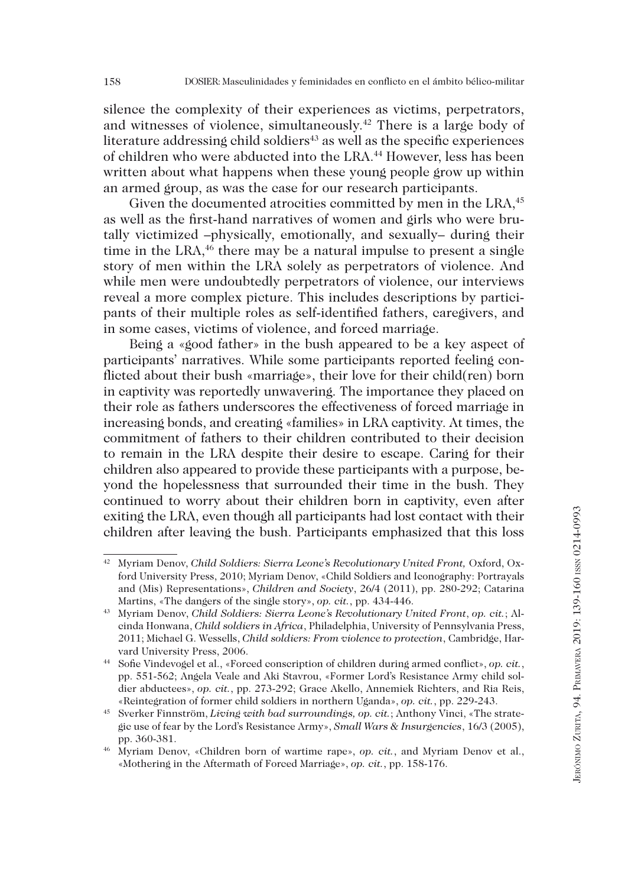silence the complexity of their experiences as victims, perpetrators, and witnesses of violence, simultaneously.[42] There is a large body of literature addressing child soldiers[43] as well as the specific experiences of children who were abducted into the LRA.[44] However, less has been written about what happens when these young people grow up within an armed group, as was the case for our research participants.

Given the documented atrocities committed by men in the LRA,[45] as well as the first-hand narratives of women and girls who were brutally victimized –physically, emotionally, and sexually– during their time in the LRA,[46] there may be a natural impulse to present a single story of men within the LRA solely as perpetrators of violence. And while men were undoubtedly perpetrators of violence, our interviews reveal a more complex picture. This includes descriptions by participants of their multiple roles as self-identified fathers, caregivers, and in some cases, victims of violence, and forced marriage.

Being a «good father» in the bush appeared to be a key aspect of participants' narratives. While some participants reported feeling conflicted about their bush «marriage», their love for their child(ren) born in captivity was reportedly unwavering. The importance they placed on their role as fathers underscores the effectiveness of forced marriage in increasing bonds, and creating «families» in LRA captivity. At times, the commitment of fathers to their children contributed to their decision to remain in the LRA despite their desire to escape. Caring for their children also appeared to provide these participants with a purpose, beyond the hopelessness that surrounded their time in the bush. They continued to worry about their children born in captivity, even after exiting the LRA, even though all participants had lost contact with their children after leaving the bush. Participants emphasized that this loss

---

[42] Myriam Denov, *Child Soldiers: Sierra Leone's Revolutionary United Front,* Oxford, Oxford University Press, 2010; Myriam Denov, «Child Soldiers and Iconography: Portrayals and (Mis) Representations», *Children and Society*, 26/4 (2011), pp. 280-292; Catarina Martins, «The dangers of the single story», *op. cit.*, pp. 434-446.

[43] Myriam Denov, *Child Soldiers: Sierra Leone's Revolutionary United Front*, *op. cit.*; Alcinda Honwana, *Child soldiers in Africa*, Philadelphia, University of Pennsylvania Press, 2011; Michael G. Wessells, *Child soldiers: From violence to protection*, Cambridge, Harvard University Press, 2006.

[44] Sofie Vindevogel et al., «Forced conscription of children during armed conflict», *op. cit.*, pp. 551-562; Angela Veale and Aki Stavrou, «Former Lord's Resistance Army child soldier abductees», *op. cit.*, pp. 273-292; Grace Akello, Annemiek Richters, and Ria Reis, «Reintegration of former child soldiers in northern Uganda», *op. cit.*, pp. 229-243.

[45] Sverker Finnström, *Living with bad surroundings, op. cit.*; Anthony Vinci, «The strategic use of fear by the Lord's Resistance Army», *Small Wars & Insurgencies*, 16/3 (2005), pp. 360-381.

[46] Myriam Denov, «Children born of wartime rape», *op. cit.*, and Myriam Denov et al., «Mothering in the Aftermath of Forced Marriage», *op. cit.*, pp. 158-176.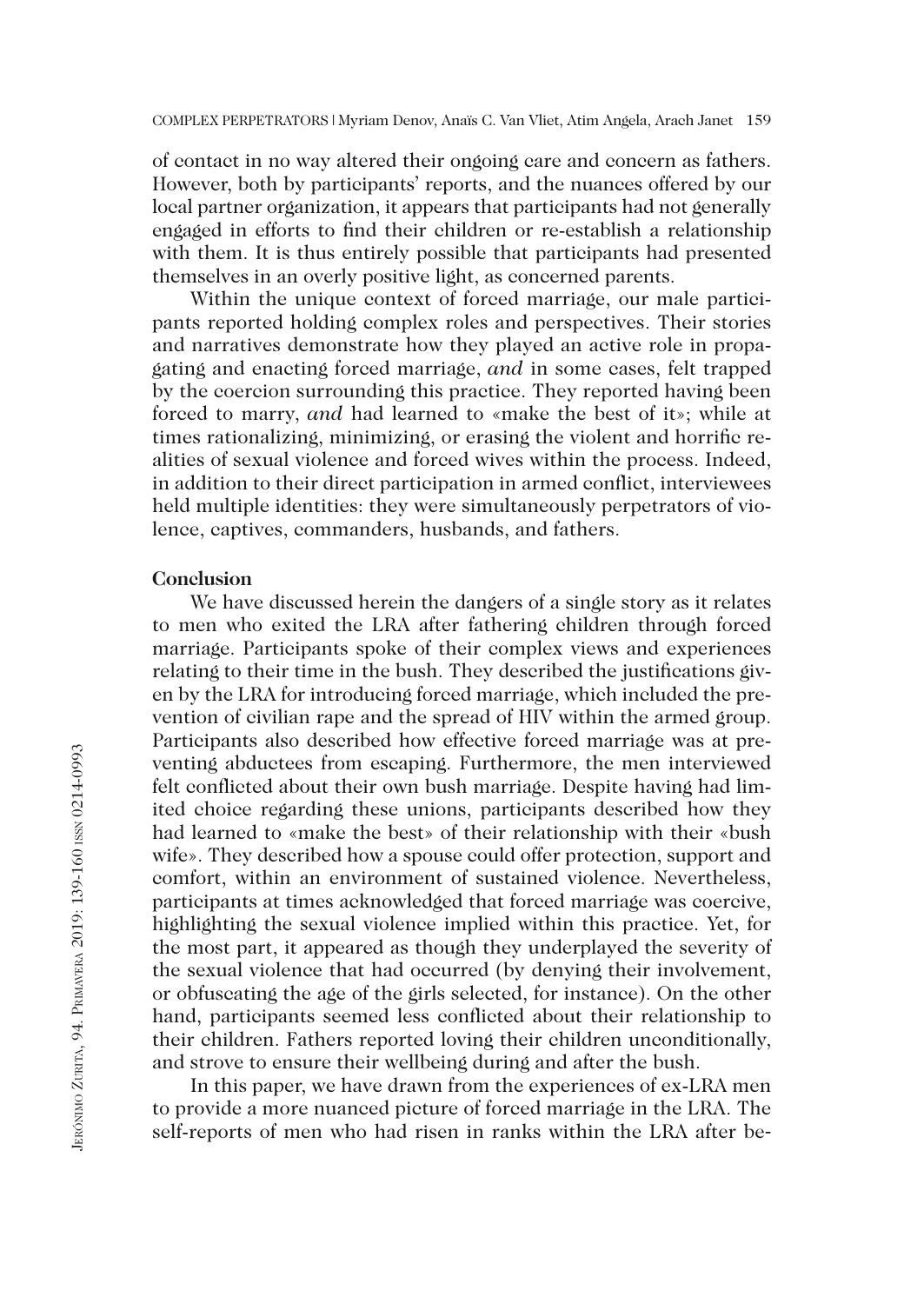of contact in no way altered their ongoing care and concern as fathers. However, both by participants' reports, and the nuances offered by our local partner organization, it appears that participants had not generally engaged in efforts to find their children or re-establish a relationship with them. It is thus entirely possible that participants had presented themselves in an overly positive light, as concerned parents.

Within the unique context of forced marriage, our male participants reported holding complex roles and perspectives. Their stories and narratives demonstrate how they played an active role in propagating and enacting forced marriage, *and* in some cases, felt trapped by the coercion surrounding this practice. They reported having been forced to marry, *and* had learned to «make the best of it»; while at times rationalizing, minimizing, or erasing the violent and horrific realities of sexual violence and forced wives within the process. Indeed, in addition to their direct participation in armed conflict, interviewees held multiple identities: they were simultaneously perpetrators of violence, captives, commanders, husbands, and fathers.

## Conclusion

We have discussed herein the dangers of a single story as it relates to men who exited the LRA after fathering children through forced marriage. Participants spoke of their complex views and experiences relating to their time in the bush. They described the justifications given by the LRA for introducing forced marriage, which included the prevention of civilian rape and the spread of HIV within the armed group. Participants also described how effective forced marriage was at preventing abductees from escaping. Furthermore, the men interviewed felt conflicted about their own bush marriage. Despite having had limited choice regarding these unions, participants described how they had learned to «make the best» of their relationship with their «bush wife». They described how a spouse could offer protection, support and comfort, within an environment of sustained violence. Nevertheless, participants at times acknowledged that forced marriage was coercive, highlighting the sexual violence implied within this practice. Yet, for the most part, it appeared as though they underplayed the severity of the sexual violence that had occurred (by denying their involvement, or obfuscating the age of the girls selected, for instance). On the other hand, participants seemed less conflicted about their relationship to their children. Fathers reported loving their children unconditionally, and strove to ensure their wellbeing during and after the bush.

In this paper, we have drawn from the experiences of ex-LRA men to provide a more nuanced picture of forced marriage in the LRA. The self-reports of men who had risen in ranks within the LRA after be-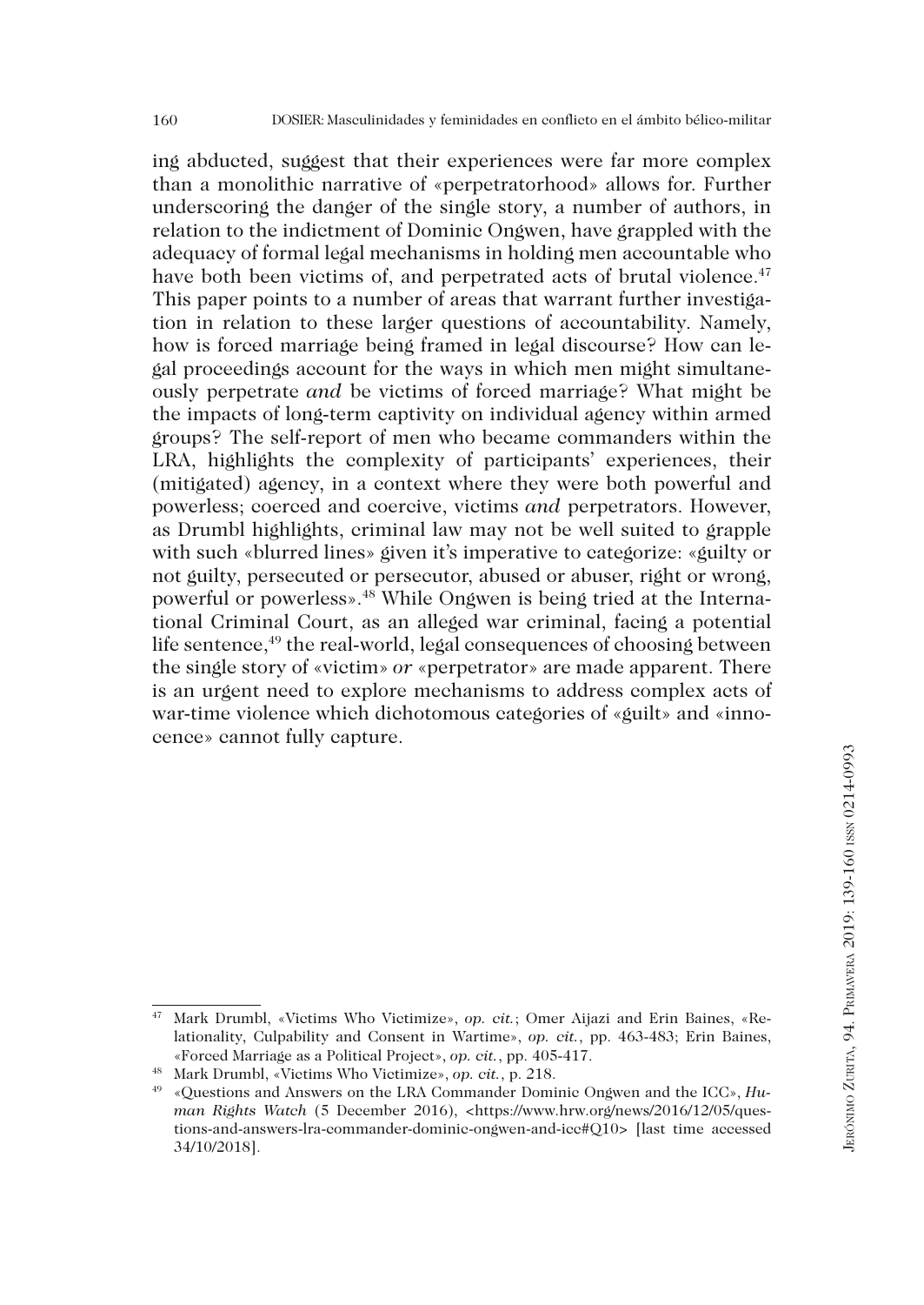ing abducted, suggest that their experiences were far more complex than a monolithic narrative of «perpetratorhood» allows for. Further underscoring the danger of the single story, a number of authors, in relation to the indictment of Dominic Ongwen, have grappled with the adequacy of formal legal mechanisms in holding men accountable who have both been victims of, and perpetrated acts of brutal violence.[47] This paper points to a number of areas that warrant further investigation in relation to these larger questions of accountability. Namely, how is forced marriage being framed in legal discourse? How can legal proceedings account for the ways in which men might simultaneously perpetrate *and* be victims of forced marriage? What might be the impacts of long-term captivity on individual agency within armed groups? The self-report of men who became commanders within the LRA, highlights the complexity of participants' experiences, their (mitigated) agency, in a context where they were both powerful and powerless; coerced and coercive, victims *and* perpetrators. However, as Drumbl highlights, criminal law may not be well suited to grapple with such «blurred lines» given it's imperative to categorize: «guilty or not guilty, persecuted or persecutor, abused or abuser, right or wrong, powerful or powerless».[48] While Ongwen is being tried at the International Criminal Court, as an alleged war criminal, facing a potential life sentence,[49] the real-world, legal consequences of choosing between the single story of «victim» *or* «perpetrator» are made apparent. There is an urgent need to explore mechanisms to address complex acts of war-time violence which dichotomous categories of «guilt» and «innocence» cannot fully capture.

---

[47] Mark Drumbl, «Victims Who Victimize», *op. cit.*; Omer Aijazi and Erin Baines, «Relationality, Culpability and Consent in Wartime», *op. cit.*, pp. 463-483; Erin Baines, «Forced Marriage as a Political Project», *op. cit.*, pp. 405-417.

[48] Mark Drumbl, «Victims Who Victimize», *op. cit.*, p. 218.

[49] «Questions and Answers on the LRA Commander Dominic Ongwen and the ICC», *Human Rights Watch* (5 December 2016), <https://www.hrw.org/news/2016/12/05/questions-and-answers-lra-commander-dominic-ongwen-and-icc#Q10> [last time accessed 34/10/2018].